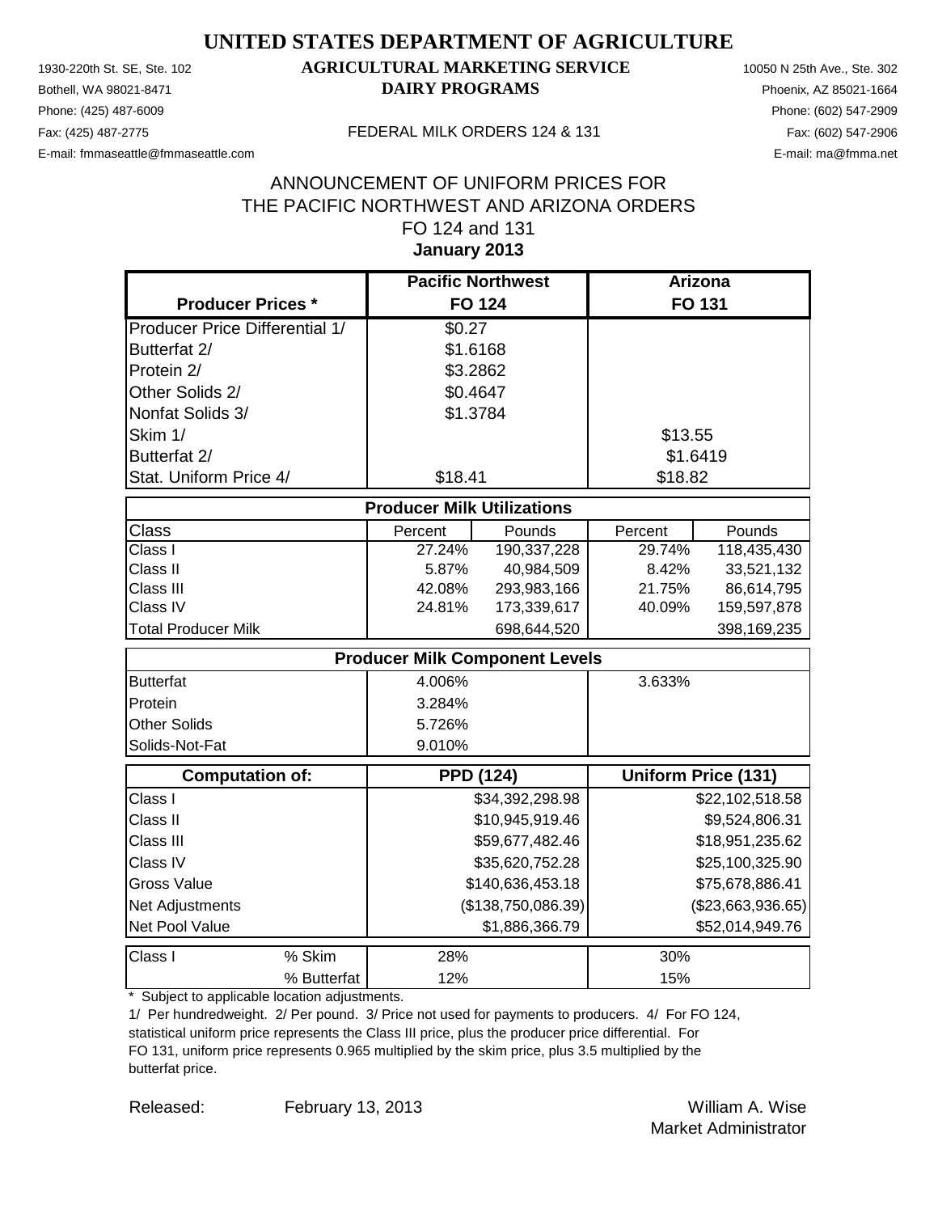# UNITED STATES DEPARTMENT OF AGRICULTURE

## AGRICULTURAL MARKETING SERVICE
## DAIRY PROGRAMS

1930-220th St. SE, Ste. 102
Bothell, WA 98021-8471
Phone: (425) 487-6009
Fax: (425) 487-2775
E-mail: fmmaseattle@fmmaseattle.com

10050 N 25th Ave., Ste. 302
Phoenix, AZ 85021-1664
Phone: (602) 547-2909
Fax: (602) 547-2906
E-mail: ma@fmma.net

FEDERAL MILK ORDERS 124 & 131

ANNOUNCEMENT OF UNIFORM PRICES FOR
THE PACIFIC NORTHWEST AND ARIZONA ORDERS
FO 124 and 131
**January 2013**

| Producer Prices * | Pacific Northwest FO 124 | Arizona FO 131 |
|---|---|---|
| Producer Price Differential 1/ | $0.27 | |
| Butterfat 2/ | $1.6168 | |
| Protein 2/ | $3.2862 | |
| Other Solids 2/ | $0.4647 | |
| Nonfat Solids 3/ | $1.3784 | |
| Skim 1/ | | $13.55 |
| Butterfat 2/ | | $1.6419 |
| Stat. Uniform Price 4/ | $18.41 | $18.82 |

| Producer Milk Utilizations | | | | |
|---|---|---|---|---|
| Class | Percent | Pounds | Percent | Pounds |
| Class I | 27.24% | 190,337,228 | 29.74% | 118,435,430 |
| Class II | 5.87% | 40,984,509 | 8.42% | 33,521,132 |
| Class III | 42.08% | 293,983,166 | 21.75% | 86,614,795 |
| Class IV | 24.81% | 173,339,617 | 40.09% | 159,597,878 |
| Total Producer Milk | | 698,644,520 | | 398,169,235 |

| Producer Milk Component Levels | | |
|---|---|---|
| Butterfat | 4.006% | 3.633% |
| Protein | 3.284% | |
| Other Solids | 5.726% | |
| Solids-Not-Fat | 9.010% | |

| Computation of: | PPD (124) | Uniform Price (131) |
|---|---|---|
| Class I | $34,392,298.98 | $22,102,518.58 |
| Class II | $10,945,919.46 | $9,524,806.31 |
| Class III | $59,677,482.46 | $18,951,235.62 |
| Class IV | $35,620,752.28 | $25,100,325.90 |
| Gross Value | $140,636,453.18 | $75,678,886.41 |
| Net Adjustments | ($138,750,086.39) | ($23,663,936.65) |
| Net Pool Value | $1,886,366.79 | $52,014,949.76 |

| Class I | | FO 124 | FO 131 |
|---|---|---|---|
| | % Skim | 28% | 30% |
| | % Butterfat | 12% | 15% |

\* Subject to applicable location adjustments.

1/ Per hundredweight. 2/ Per pound. 3/ Price not used for payments to producers. 4/ For FO 124, statistical uniform price represents the Class III price, plus the producer price differential. For FO 131, uniform price represents 0.965 multiplied by the skim price, plus 3.5 multiplied by the butterfat price.

Released: February 13, 2013

William A. Wise
Market Administrator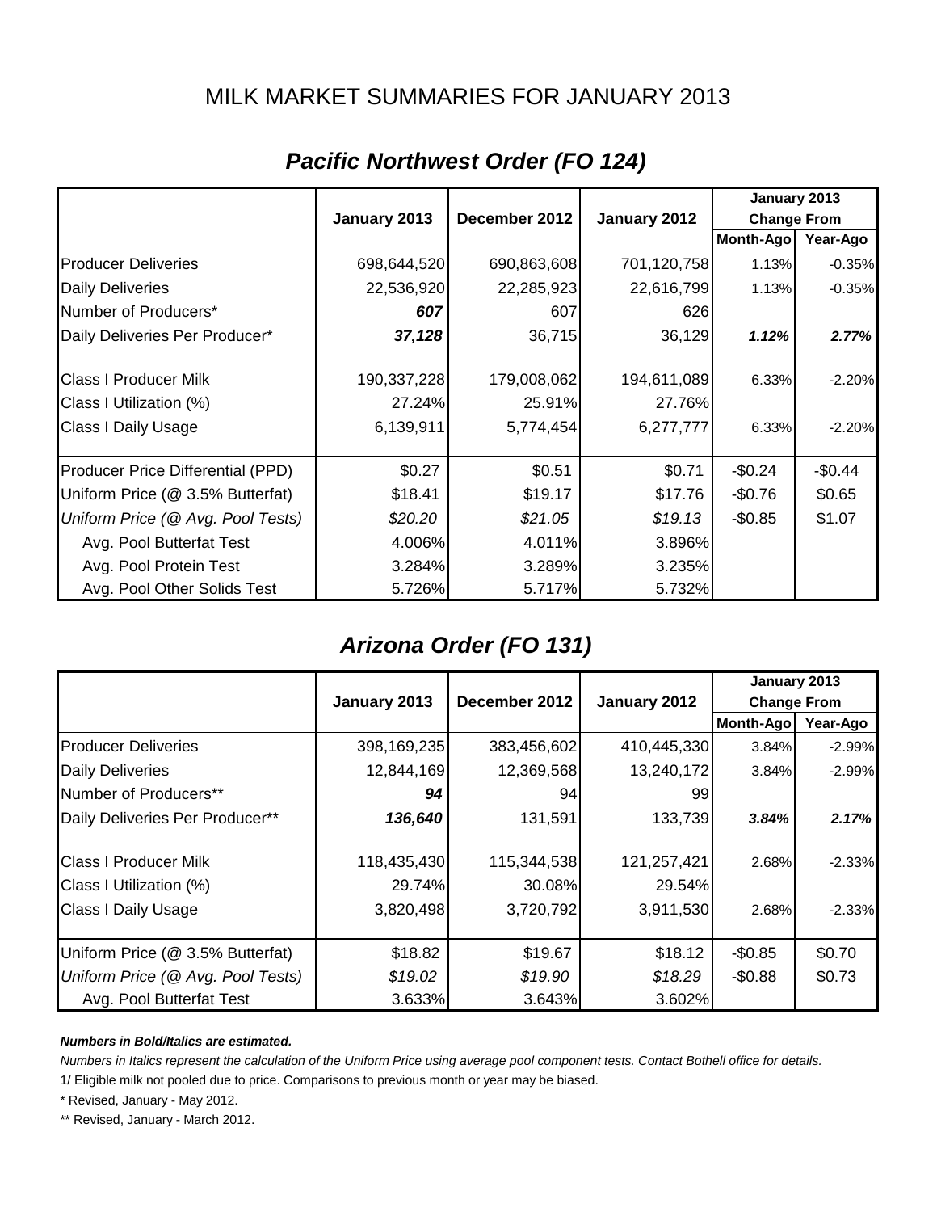# MILK MARKET SUMMARIES FOR JANUARY 2013

## *Pacific Northwest Order (FO 124)*

| | January 2013 | December 2012 | January 2012 | January 2013 Change From | |
|---|---|---|---|---|---|
| | | | | Month-Ago | Year-Ago |
| Producer Deliveries | 698,644,520 | 690,863,608 | 701,120,758 | 1.13% | -0.35% |
| Daily Deliveries | 22,536,920 | 22,285,923 | 22,616,799 | 1.13% | -0.35% |
| Number of Producers* | ***607*** | 607 | 626 | | |
| Daily Deliveries Per Producer* | ***37,128*** | 36,715 | 36,129 | ***1.12%*** | ***2.77%*** |
| Class I Producer Milk | 190,337,228 | 179,008,062 | 194,611,089 | 6.33% | -2.20% |
| Class I Utilization (%) | 27.24% | 25.91% | 27.76% | | |
| Class I Daily Usage | 6,139,911 | 5,774,454 | 6,277,777 | 6.33% | -2.20% |
| Producer Price Differential (PPD) | $0.27 | $0.51 | $0.71 | -$0.24 | -$0.44 |
| Uniform Price (@ 3.5% Butterfat) | $18.41 | $19.17 | $17.76 | -$0.76 | $0.65 |
| *Uniform Price (@ Avg. Pool Tests)* | *$20.20* | *$21.05* | *$19.13* | -$0.85 | $1.07 |
| Avg. Pool Butterfat Test | 4.006% | 4.011% | 3.896% | | |
| Avg. Pool Protein Test | 3.284% | 3.289% | 3.235% | | |
| Avg. Pool Other Solids Test | 5.726% | 5.717% | 5.732% | | |

## *Arizona Order (FO 131)*

| | January 2013 | December 2012 | January 2012 | January 2013 Change From | |
|---|---|---|---|---|---|
| | | | | Month-Ago | Year-Ago |
| Producer Deliveries | 398,169,235 | 383,456,602 | 410,445,330 | 3.84% | -2.99% |
| Daily Deliveries | 12,844,169 | 12,369,568 | 13,240,172 | 3.84% | -2.99% |
| Number of Producers** | ***94*** | 94 | 99 | | |
| Daily Deliveries Per Producer** | ***136,640*** | 131,591 | 133,739 | ***3.84%*** | ***2.17%*** |
| Class I Producer Milk | 118,435,430 | 115,344,538 | 121,257,421 | 2.68% | -2.33% |
| Class I Utilization (%) | 29.74% | 30.08% | 29.54% | | |
| Class I Daily Usage | 3,820,498 | 3,720,792 | 3,911,530 | 2.68% | -2.33% |
| Uniform Price (@ 3.5% Butterfat) | $18.82 | $19.67 | $18.12 | -$0.85 | $0.70 |
| *Uniform Price (@ Avg. Pool Tests)* | *$19.02* | *$19.90* | *$18.29* | -$0.88 | $0.73 |
| Avg. Pool Butterfat Test | 3.633% | 3.643% | 3.602% | | |

***Numbers in Bold/Italics are estimated.***

*Numbers in Italics represent the calculation of the Uniform Price using average pool component tests. Contact Bothell office for details.*

1/ Eligible milk not pooled due to price. Comparisons to previous month or year may be biased.

* Revised, January - May 2012.

** Revised, January - March 2012.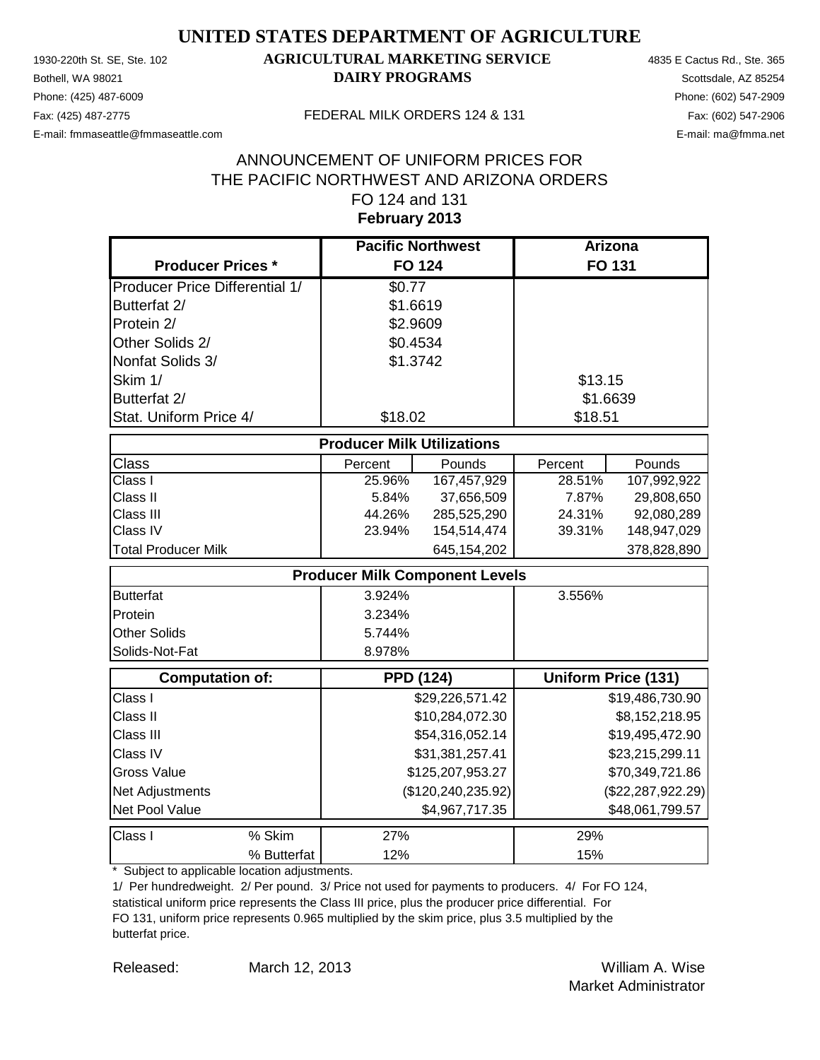# UNITED STATES DEPARTMENT OF AGRICULTURE

## AGRICULTURAL MARKETING SERVICE
## DAIRY PROGRAMS

1930-220th St. SE, Ste. 102
Bothell, WA 98021
Phone: (425) 487-6009
Fax: (425) 487-2775
E-mail: fmmaseattle@fmmaseattle.com

FEDERAL MILK ORDERS 124 & 131

4835 E Cactus Rd., Ste. 365
Scottsdale, AZ 85254
Phone: (602) 547-2909
Fax: (602) 547-2906
E-mail: ma@fmma.net

## ANNOUNCEMENT OF UNIFORM PRICES FOR THE PACIFIC NORTHWEST AND ARIZONA ORDERS
## FO 124 and 131
## February 2013

| Producer Prices * | Pacific Northwest FO 124 | | Arizona FO 131 | |
|---|---|---|---|---|
| Producer Price Differential 1/ | $0.77 | | | |
| Butterfat 2/ | $1.6619 | | | |
| Protein 2/ | $2.9609 | | | |
| Other Solids 2/ | $0.4534 | | | |
| Nonfat Solids 3/ | $1.3742 | | | |
| Skim 1/ | | | $13.15 | |
| Butterfat 2/ | | | $1.6639 | |
| Stat. Uniform Price 4/ | $18.02 | | $18.51 | |
| **Producer Milk Utilizations** | | | | |
| Class | Percent | Pounds | Percent | Pounds |
| Class I | 25.96% | 167,457,929 | 28.51% | 107,992,922 |
| Class II | 5.84% | 37,656,509 | 7.87% | 29,808,650 |
| Class III | 44.26% | 285,525,290 | 24.31% | 92,080,289 |
| Class IV | 23.94% | 154,514,474 | 39.31% | 148,947,029 |
| Total Producer Milk | | 645,154,202 | | 378,828,890 |
| **Producer Milk Component Levels** | | | | |
| Butterfat | 3.924% | | 3.556% | |
| Protein | 3.234% | | | |
| Other Solids | 5.744% | | | |
| Solids-Not-Fat | 8.978% | | | |
| **Computation of:** | **PPD (124)** | | **Uniform Price (131)** | |
| Class I | | $29,226,571.42 | | $19,486,730.90 |
| Class II | | $10,284,072.30 | | $8,152,218.95 |
| Class III | | $54,316,052.14 | | $19,495,472.90 |
| Class IV | | $31,381,257.41 | | $23,215,299.11 |
| Gross Value | | $125,207,953.27 | | $70,349,721.86 |
| Net Adjustments | | ($120,240,235.92) | | ($22,287,922.29) |
| Net Pool Value | | $4,967,717.35 | | $48,061,799.57 |
| Class I % Skim | 27% | | 29% | |
| Class I % Butterfat | 12% | | 15% | |

\* Subject to applicable location adjustments.

1/ Per hundredweight. 2/ Per pound. 3/ Price not used for payments to producers. 4/ For FO 124, statistical uniform price represents the Class III price, plus the producer price differential. For FO 131, uniform price represents 0.965 multiplied by the skim price, plus 3.5 multiplied by the butterfat price.

Released: March 12, 2013

William A. Wise
Market Administrator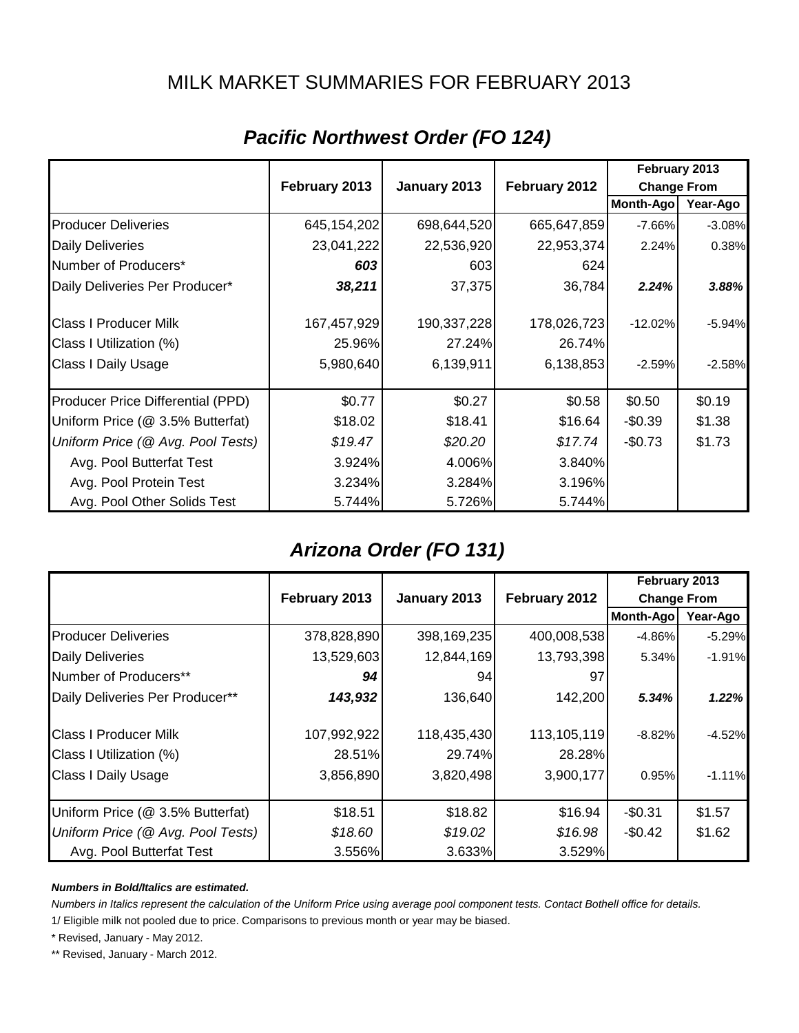# MILK MARKET SUMMARIES FOR FEBRUARY 2013

## *Pacific Northwest Order (FO 124)*

| | February 2013 | January 2013 | February 2012 | February 2013 Change From | |
|---|---|---|---|---|---|
| | | | | Month-Ago | Year-Ago |
| Producer Deliveries | 645,154,202 | 698,644,520 | 665,647,859 | -7.66% | -3.08% |
| Daily Deliveries | 23,041,222 | 22,536,920 | 22,953,374 | 2.24% | 0.38% |
| Number of Producers* | ***603*** | 603 | 624 | | |
| Daily Deliveries Per Producer* | ***38,211*** | 37,375 | 36,784 | ***2.24%*** | ***3.88%*** |
| Class I Producer Milk | 167,457,929 | 190,337,228 | 178,026,723 | -12.02% | -5.94% |
| Class I Utilization (%) | 25.96% | 27.24% | 26.74% | | |
| Class I Daily Usage | 5,980,640 | 6,139,911 | 6,138,853 | -2.59% | -2.58% |
| Producer Price Differential (PPD) | $0.77 | $0.27 | $0.58 | $0.50 | $0.19 |
| Uniform Price (@ 3.5% Butterfat) | $18.02 | $18.41 | $16.64 | -$0.39 | $1.38 |
| *Uniform Price (@ Avg. Pool Tests)* | *$19.47* | *$20.20* | *$17.74* | -$0.73 | $1.73 |
| Avg. Pool Butterfat Test | 3.924% | 4.006% | 3.840% | | |
| Avg. Pool Protein Test | 3.234% | 3.284% | 3.196% | | |
| Avg. Pool Other Solids Test | 5.744% | 5.726% | 5.744% | | |

## *Arizona Order (FO 131)*

| | February 2013 | January 2013 | February 2012 | February 2013 Change From | |
|---|---|---|---|---|---|
| | | | | Month-Ago | Year-Ago |
| Producer Deliveries | 378,828,890 | 398,169,235 | 400,008,538 | -4.86% | -5.29% |
| Daily Deliveries | 13,529,603 | 12,844,169 | 13,793,398 | 5.34% | -1.91% |
| Number of Producers** | ***94*** | 94 | 97 | | |
| Daily Deliveries Per Producer** | ***143,932*** | 136,640 | 142,200 | ***5.34%*** | ***1.22%*** |
| Class I Producer Milk | 107,992,922 | 118,435,430 | 113,105,119 | -8.82% | -4.52% |
| Class I Utilization (%) | 28.51% | 29.74% | 28.28% | | |
| Class I Daily Usage | 3,856,890 | 3,820,498 | 3,900,177 | 0.95% | -1.11% |
| Uniform Price (@ 3.5% Butterfat) | $18.51 | $18.82 | $16.94 | -$0.31 | $1.57 |
| *Uniform Price (@ Avg. Pool Tests)* | *$18.60* | *$19.02* | *$16.98* | -$0.42 | $1.62 |
| Avg. Pool Butterfat Test | 3.556% | 3.633% | 3.529% | | |

***Numbers in Bold/Italics are estimated.***

*Numbers in Italics represent the calculation of the Uniform Price using average pool component tests. Contact Bothell office for details.*

1/ Eligible milk not pooled due to price. Comparisons to previous month or year may be biased.

\* Revised, January - May 2012.

\*\* Revised, January - March 2012.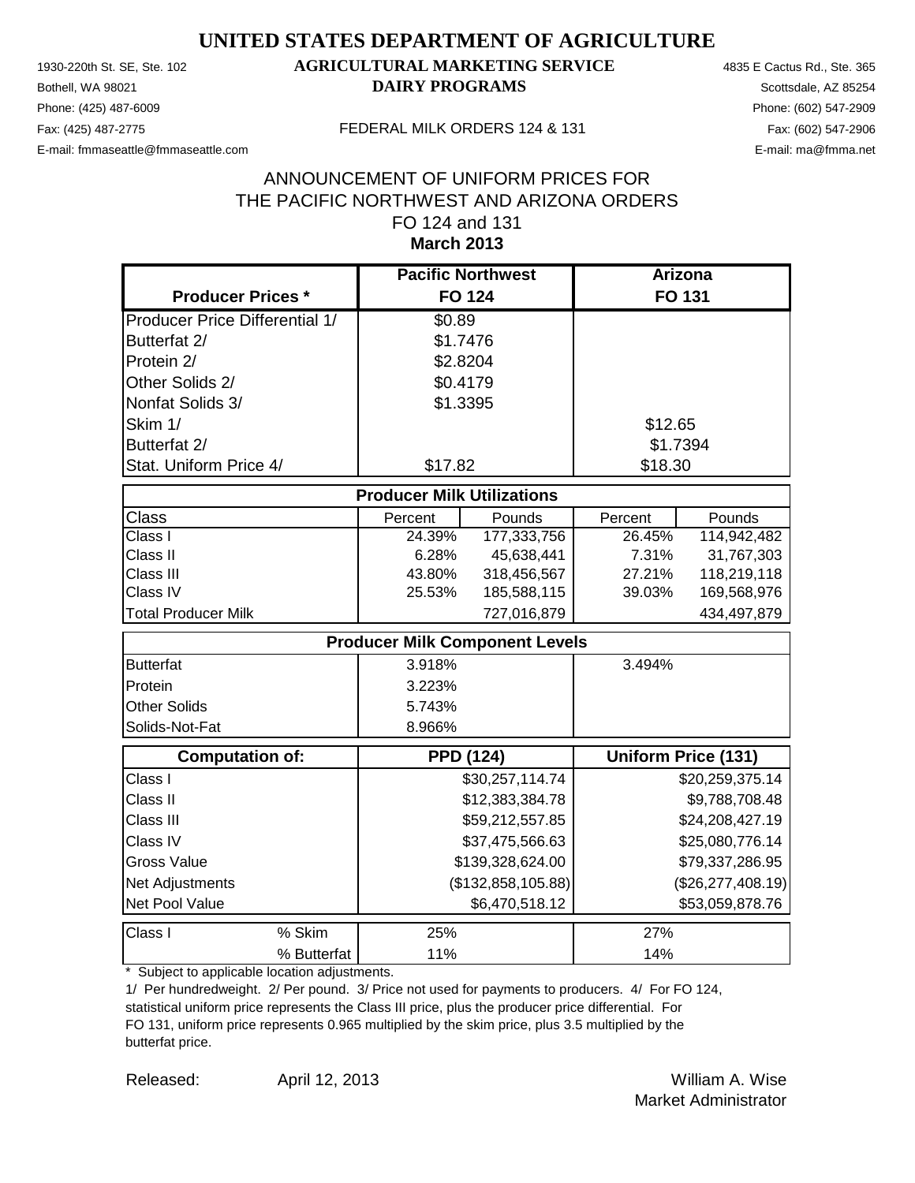# UNITED STATES DEPARTMENT OF AGRICULTURE

1930-220th St. SE, Ste. 102
Bothell, WA 98021
Phone: (425) 487-6009
Fax: (425) 487-2775
E-mail: fmmaseattle@fmmaseattle.com

**AGRICULTURAL MARKETING SERVICE**
**DAIRY PROGRAMS**

FEDERAL MILK ORDERS 124 & 131

4835 E Cactus Rd., Ste. 365
Scottsdale, AZ 85254
Phone: (602) 547-2909
Fax: (602) 547-2906
E-mail: ma@fmma.net

## ANNOUNCEMENT OF UNIFORM PRICES FOR THE PACIFIC NORTHWEST AND ARIZONA ORDERS FO 124 and 131

**March 2013**

| Producer Prices * | Pacific Northwest FO 124 | Arizona FO 131 |
|---|---|---|
| Producer Price Differential 1/ | $0.89 | |
| Butterfat 2/ | $1.7476 | |
| Protein 2/ | $2.8204 | |
| Other Solids 2/ | $0.4179 | |
| Nonfat Solids 3/ | $1.3395 | |
| Skim 1/ | | $12.65 |
| Butterfat 2/ | | $1.7394 |
| Stat. Uniform Price 4/ | $17.82 | $18.30 |

| Producer Milk Utilizations | | | | |
|---|---|---|---|---|
| Class | Percent | Pounds | Percent | Pounds |
| Class I | 24.39% | 177,333,756 | 26.45% | 114,942,482 |
| Class II | 6.28% | 45,638,441 | 7.31% | 31,767,303 |
| Class III | 43.80% | 318,456,567 | 27.21% | 118,219,118 |
| Class IV | 25.53% | 185,588,115 | 39.03% | 169,568,976 |
| Total Producer Milk | | 727,016,879 | | 434,497,879 |

| Producer Milk Component Levels | | |
|---|---|---|
| Butterfat | 3.918% | 3.494% |
| Protein | 3.223% | |
| Other Solids | 5.743% | |
| Solids-Not-Fat | 8.966% | |

| Computation of: | PPD (124) | Uniform Price (131) |
|---|---|---|
| Class I | $30,257,114.74 | $20,259,375.14 |
| Class II | $12,383,384.78 | $9,788,708.48 |
| Class III | $59,212,557.85 | $24,208,427.19 |
| Class IV | $37,475,566.63 | $25,080,776.14 |
| Gross Value | $139,328,624.00 | $79,337,286.95 |
| Net Adjustments | ($132,858,105.88) | ($26,277,408.19) |
| Net Pool Value | $6,470,518.12 | $53,059,878.76 |

| Class I | | FO 124 | FO 131 |
|---|---|---|---|
| | % Skim | 25% | 27% |
| | % Butterfat | 11% | 14% |

\* Subject to applicable location adjustments.

1/ Per hundredweight. 2/ Per pound. 3/ Price not used for payments to producers. 4/ For FO 124, statistical uniform price represents the Class III price, plus the producer price differential. For FO 131, uniform price represents 0.965 multiplied by the skim price, plus 3.5 multiplied by the butterfat price.

Released: April 12, 2013

William A. Wise
Market Administrator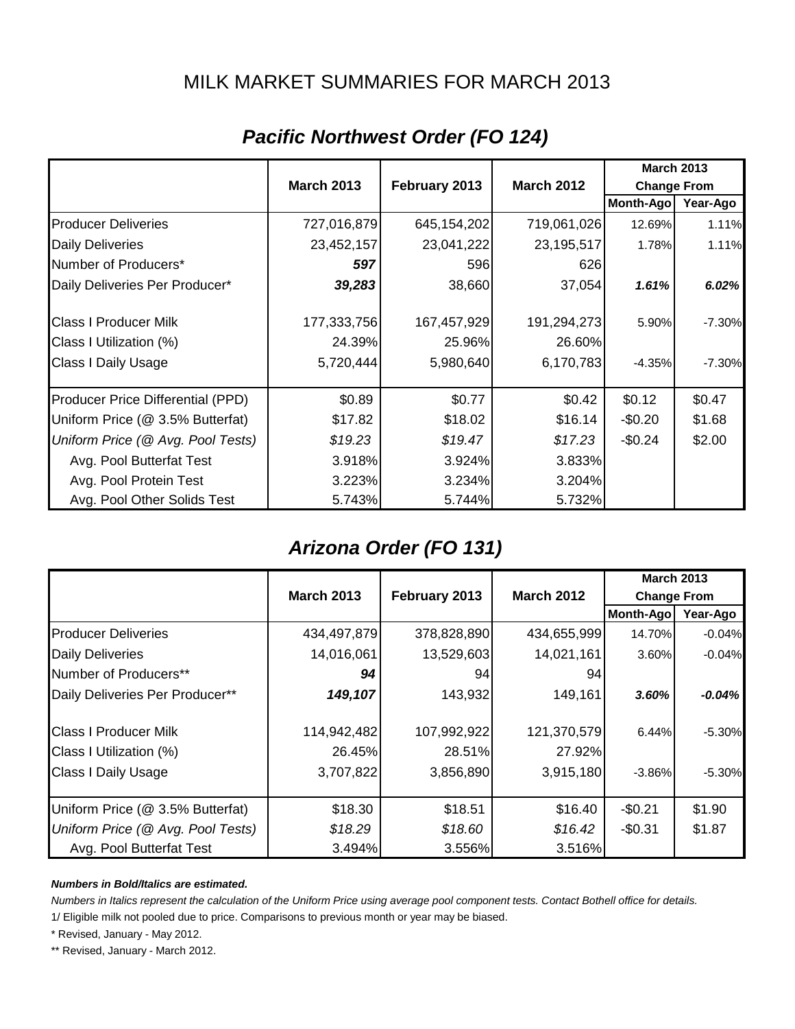# MILK MARKET SUMMARIES FOR MARCH 2013

## *Pacific Northwest Order (FO 124)*

| | March 2013 | February 2013 | March 2012 | March 2013 Change From | |
|---|---|---|---|---|---|
| | | | | Month-Ago | Year-Ago |
| Producer Deliveries | 727,016,879 | 645,154,202 | 719,061,026 | 12.69% | 1.11% |
| Daily Deliveries | 23,452,157 | 23,041,222 | 23,195,517 | 1.78% | 1.11% |
| Number of Producers* | ***597*** | 596 | 626 | | |
| Daily Deliveries Per Producer* | ***39,283*** | 38,660 | 37,054 | ***1.61%*** | ***6.02%*** |
| Class I Producer Milk | 177,333,756 | 167,457,929 | 191,294,273 | 5.90% | -7.30% |
| Class I Utilization (%) | 24.39% | 25.96% | 26.60% | | |
| Class I Daily Usage | 5,720,444 | 5,980,640 | 6,170,783 | -4.35% | -7.30% |
| Producer Price Differential (PPD) | $0.89 | $0.77 | $0.42 | $0.12 | $0.47 |
| Uniform Price (@ 3.5% Butterfat) | $17.82 | $18.02 | $16.14 | -$0.20 | $1.68 |
| *Uniform Price (@ Avg. Pool Tests)* | *$19.23* | *$19.47* | *$17.23* | -$0.24 | $2.00 |
| Avg. Pool Butterfat Test | 3.918% | 3.924% | 3.833% | | |
| Avg. Pool Protein Test | 3.223% | 3.234% | 3.204% | | |
| Avg. Pool Other Solids Test | 5.743% | 5.744% | 5.732% | | |

## *Arizona Order (FO 131)*

| | March 2013 | February 2013 | March 2012 | March 2013 Change From | |
|---|---|---|---|---|---|
| | | | | Month-Ago | Year-Ago |
| Producer Deliveries | 434,497,879 | 378,828,890 | 434,655,999 | 14.70% | -0.04% |
| Daily Deliveries | 14,016,061 | 13,529,603 | 14,021,161 | 3.60% | -0.04% |
| Number of Producers** | ***94*** | 94 | 94 | | |
| Daily Deliveries Per Producer** | ***149,107*** | 143,932 | 149,161 | ***3.60%*** | ***-0.04%*** |
| Class I Producer Milk | 114,942,482 | 107,992,922 | 121,370,579 | 6.44% | -5.30% |
| Class I Utilization (%) | 26.45% | 28.51% | 27.92% | | |
| Class I Daily Usage | 3,707,822 | 3,856,890 | 3,915,180 | -3.86% | -5.30% |
| Uniform Price (@ 3.5% Butterfat) | $18.30 | $18.51 | $16.40 | -$0.21 | $1.90 |
| *Uniform Price (@ Avg. Pool Tests)* | *$18.29* | *$18.60* | *$16.42* | -$0.31 | $1.87 |
| Avg. Pool Butterfat Test | 3.494% | 3.556% | 3.516% | | |

***Numbers in Bold/Italics are estimated.***

*Numbers in Italics represent the calculation of the Uniform Price using average pool component tests. Contact Bothell office for details.*

1/ Eligible milk not pooled due to price. Comparisons to previous month or year may be biased.

\* Revised, January - May 2012.

\*\* Revised, January - March 2012.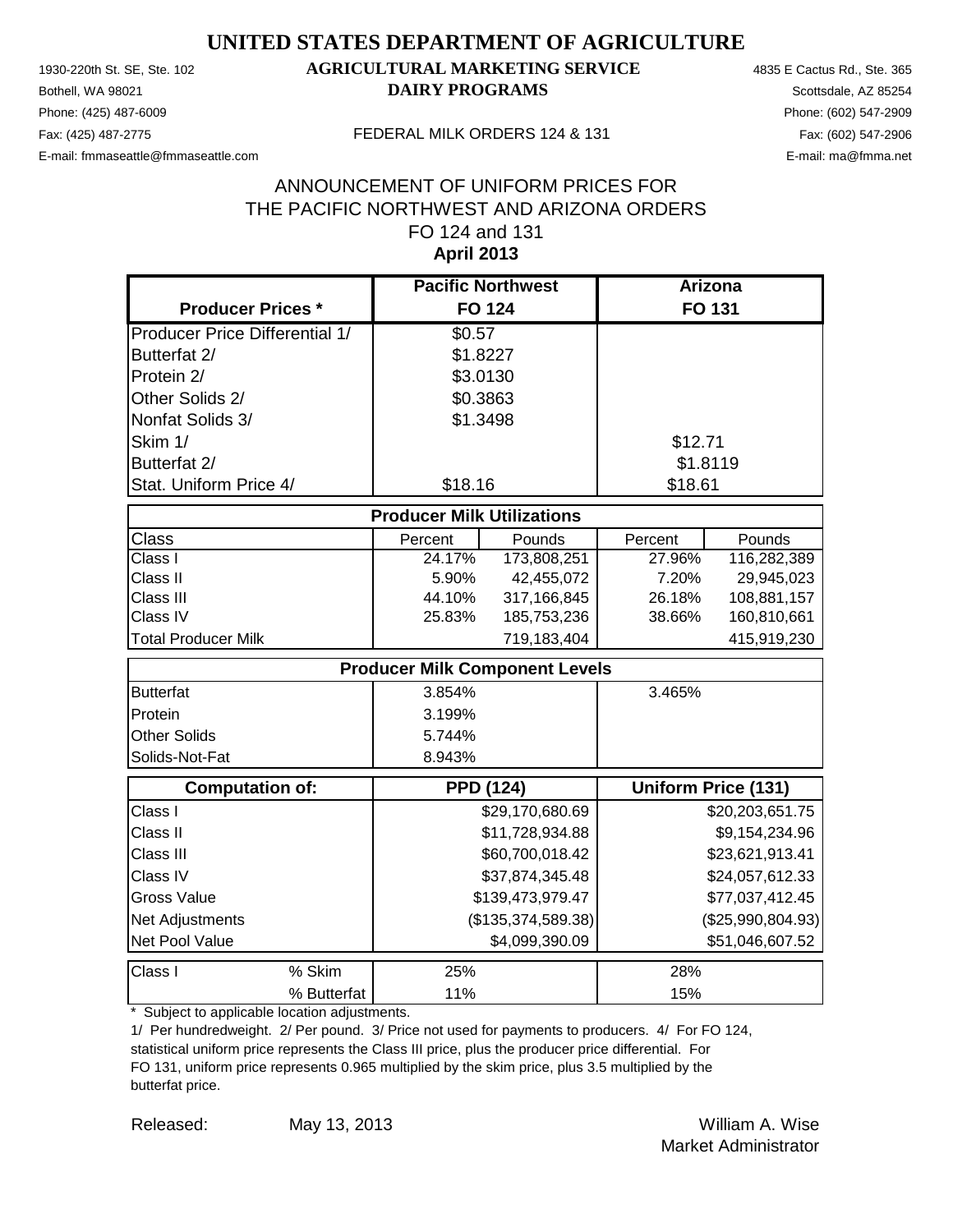# UNITED STATES DEPARTMENT OF AGRICULTURE

## AGRICULTURAL MARKETING SERVICE
## DAIRY PROGRAMS

1930-220th St. SE, Ste. 102
Bothell, WA 98021
Phone: (425) 487-6009
Fax: (425) 487-2775
E-mail: fmmaseattle@fmmaseattle.com

FEDERAL MILK ORDERS 124 & 131

4835 E Cactus Rd., Ste. 365
Scottsdale, AZ 85254
Phone: (602) 547-2909
Fax: (602) 547-2906
E-mail: ma@fmma.net

ANNOUNCEMENT OF UNIFORM PRICES FOR
THE PACIFIC NORTHWEST AND ARIZONA ORDERS
FO 124 and 131
**April 2013**

| Producer Prices * | Pacific Northwest FO 124 | Arizona FO 131 |
|---|---|---|
| Producer Price Differential 1/ | $0.57 | |
| Butterfat 2/ | $1.8227 | |
| Protein 2/ | $3.0130 | |
| Other Solids 2/ | $0.3863 | |
| Nonfat Solids 3/ | $1.3498 | |
| Skim 1/ | | $12.71 |
| Butterfat 2/ | | $1.8119 |
| Stat. Uniform Price 4/ | $18.16 | $18.61 |

| Producer Milk Utilizations | | | | |
|---|---|---|---|---|
| Class | Percent | Pounds | Percent | Pounds |
| Class I | 24.17% | 173,808,251 | 27.96% | 116,282,389 |
| Class II | 5.90% | 42,455,072 | 7.20% | 29,945,023 |
| Class III | 44.10% | 317,166,845 | 26.18% | 108,881,157 |
| Class IV | 25.83% | 185,753,236 | 38.66% | 160,810,661 |
| Total Producer Milk | | 719,183,404 | | 415,919,230 |

| Producer Milk Component Levels | | |
|---|---|---|
| Butterfat | 3.854% | 3.465% |
| Protein | 3.199% | |
| Other Solids | 5.744% | |
| Solids-Not-Fat | 8.943% | |

| Computation of: | PPD (124) | Uniform Price (131) |
|---|---|---|
| Class I | $29,170,680.69 | $20,203,651.75 |
| Class II | $11,728,934.88 | $9,154,234.96 |
| Class III | $60,700,018.42 | $23,621,913.41 |
| Class IV | $37,874,345.48 | $24,057,612.33 |
| Gross Value | $139,473,979.47 | $77,037,412.45 |
| Net Adjustments | ($135,374,589.38) | ($25,990,804.93) |
| Net Pool Value | $4,099,390.09 | $51,046,607.52 |

| Class I | | FO 124 | FO 131 |
|---|---|---|---|
| Class I | % Skim | 25% | 28% |
| | % Butterfat | 11% | 15% |

\* Subject to applicable location adjustments.

1/ Per hundredweight. 2/ Per pound. 3/ Price not used for payments to producers. 4/ For FO 124, statistical uniform price represents the Class III price, plus the producer price differential. For FO 131, uniform price represents 0.965 multiplied by the skim price, plus 3.5 multiplied by the butterfat price.

Released: May 13, 2013

William A. Wise
Market Administrator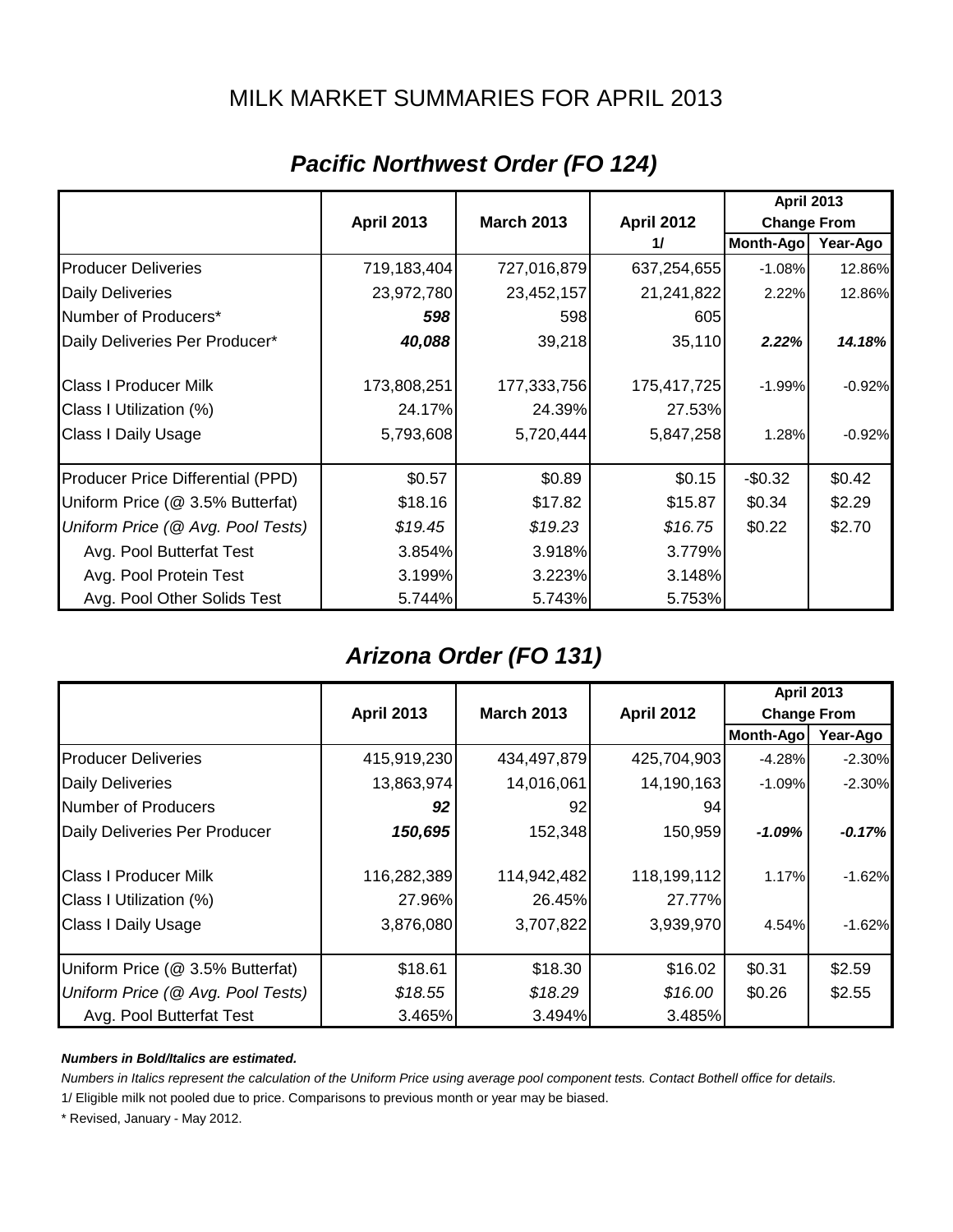# MILK MARKET SUMMARIES FOR APRIL 2013

## *Pacific Northwest Order (FO 124)*

| | April 2013 | March 2013 | April 2012 1/ | April 2013 Change From Month-Ago | April 2013 Change From Year-Ago |
|---|---|---|---|---|---|
| Producer Deliveries | 719,183,404 | 727,016,879 | 637,254,655 | -1.08% | 12.86% |
| Daily Deliveries | 23,972,780 | 23,452,157 | 21,241,822 | 2.22% | 12.86% |
| Number of Producers* | ***598*** | 598 | 605 | | |
| Daily Deliveries Per Producer* | ***40,088*** | 39,218 | 35,110 | ***2.22%*** | ***14.18%*** |
| Class I Producer Milk | 173,808,251 | 177,333,756 | 175,417,725 | -1.99% | -0.92% |
| Class I Utilization (%) | 24.17% | 24.39% | 27.53% | | |
| Class I Daily Usage | 5,793,608 | 5,720,444 | 5,847,258 | 1.28% | -0.92% |
| Producer Price Differential (PPD) | $0.57 | $0.89 | $0.15 | -$0.32 | $0.42 |
| Uniform Price (@ 3.5% Butterfat) | $18.16 | $17.82 | $15.87 | $0.34 | $2.29 |
| *Uniform Price (@ Avg. Pool Tests)* | *$19.45* | *$19.23* | *$16.75* | $0.22 | $2.70 |
| Avg. Pool Butterfat Test | 3.854% | 3.918% | 3.779% | | |
| Avg. Pool Protein Test | 3.199% | 3.223% | 3.148% | | |
| Avg. Pool Other Solids Test | 5.744% | 5.743% | 5.753% | | |

## *Arizona Order (FO 131)*

| | April 2013 | March 2013 | April 2012 | April 2013 Change From Month-Ago | April 2013 Change From Year-Ago |
|---|---|---|---|---|---|
| Producer Deliveries | 415,919,230 | 434,497,879 | 425,704,903 | -4.28% | -2.30% |
| Daily Deliveries | 13,863,974 | 14,016,061 | 14,190,163 | -1.09% | -2.30% |
| Number of Producers | ***92*** | 92 | 94 | | |
| Daily Deliveries Per Producer | ***150,695*** | 152,348 | 150,959 | ***-1.09%*** | ***-0.17%*** |
| Class I Producer Milk | 116,282,389 | 114,942,482 | 118,199,112 | 1.17% | -1.62% |
| Class I Utilization (%) | 27.96% | 26.45% | 27.77% | | |
| Class I Daily Usage | 3,876,080 | 3,707,822 | 3,939,970 | 4.54% | -1.62% |
| Uniform Price (@ 3.5% Butterfat) | $18.61 | $18.30 | $16.02 | $0.31 | $2.59 |
| *Uniform Price (@ Avg. Pool Tests)* | *$18.55* | *$18.29* | *$16.00* | $0.26 | $2.55 |
| Avg. Pool Butterfat Test | 3.465% | 3.494% | 3.485% | | |

***Numbers in Bold/Italics are estimated.***

*Numbers in Italics represent the calculation of the Uniform Price using average pool component tests. Contact Bothell office for details.*

1/ Eligible milk not pooled due to price. Comparisons to previous month or year may be biased.

\* Revised, January - May 2012.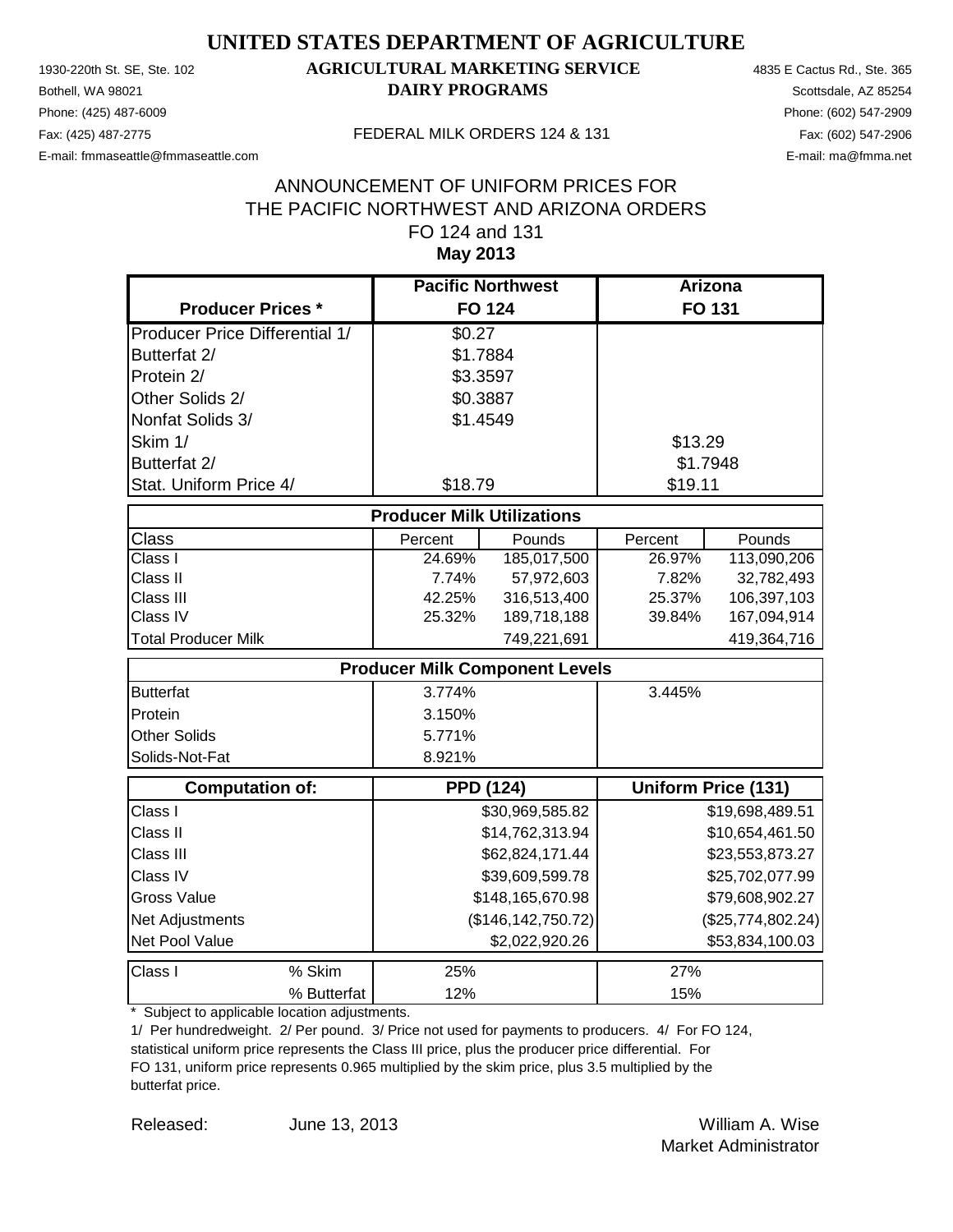# UNITED STATES DEPARTMENT OF AGRICULTURE

## AGRICULTURAL MARKETING SERVICE
## DAIRY PROGRAMS

1930-220th St. SE, Ste. 102
Bothell, WA 98021
Phone: (425) 487-6009
Fax: (425) 487-2775
E-mail: fmmaseattle@fmmaseattle.com

FEDERAL MILK ORDERS 124 & 131

4835 E Cactus Rd., Ste. 365
Scottsdale, AZ 85254
Phone: (602) 547-2909
Fax: (602) 547-2906
E-mail: ma@fmma.net

ANNOUNCEMENT OF UNIFORM PRICES FOR
THE PACIFIC NORTHWEST AND ARIZONA ORDERS
FO 124 and 131
**May 2013**

| Producer Prices * | Pacific Northwest FO 124 | | Arizona FO 131 | |
|---|---|---|---|---|
| Producer Price Differential 1/ | $0.27 | | | |
| Butterfat 2/ | $1.7884 | | | |
| Protein 2/ | $3.3597 | | | |
| Other Solids 2/ | $0.3887 | | | |
| Nonfat Solids 3/ | $1.4549 | | | |
| Skim 1/ | | | $13.29 | |
| Butterfat 2/ | | | $1.7948 | |
| Stat. Uniform Price 4/ | $18.79 | | $19.11 | |
| **Producer Milk Utilizations** | | | | |
| Class | Percent | Pounds | Percent | Pounds |
| Class I | 24.69% | 185,017,500 | 26.97% | 113,090,206 |
| Class II | 7.74% | 57,972,603 | 7.82% | 32,782,493 |
| Class III | 42.25% | 316,513,400 | 25.37% | 106,397,103 |
| Class IV | 25.32% | 189,718,188 | 39.84% | 167,094,914 |
| Total Producer Milk | | 749,221,691 | | 419,364,716 |
| **Producer Milk Component Levels** | | | | |
| Butterfat | 3.774% | | 3.445% | |
| Protein | 3.150% | | | |
| Other Solids | 5.771% | | | |
| Solids-Not-Fat | 8.921% | | | |
| **Computation of:** | **PPD (124)** | | **Uniform Price (131)** | |
| Class I | | $30,969,585.82 | | $19,698,489.51 |
| Class II | | $14,762,313.94 | | $10,654,461.50 |
| Class III | | $62,824,171.44 | | $23,553,873.27 |
| Class IV | | $39,609,599.78 | | $25,702,077.99 |
| Gross Value | | $148,165,670.98 | | $79,608,902.27 |
| Net Adjustments | | ($146,142,750.72) | | ($25,774,802.24) |
| Net Pool Value | | $2,022,920.26 | | $53,834,100.03 |
| Class I % Skim | 25% | | 27% | |
| Class I % Butterfat | 12% | | 15% | |

\* Subject to applicable location adjustments.

1/ Per hundredweight. 2/ Per pound. 3/ Price not used for payments to producers. 4/ For FO 124, statistical uniform price represents the Class III price, plus the producer price differential. For FO 131, uniform price represents 0.965 multiplied by the skim price, plus 3.5 multiplied by the butterfat price.

Released: June 13, 2013

William A. Wise
Market Administrator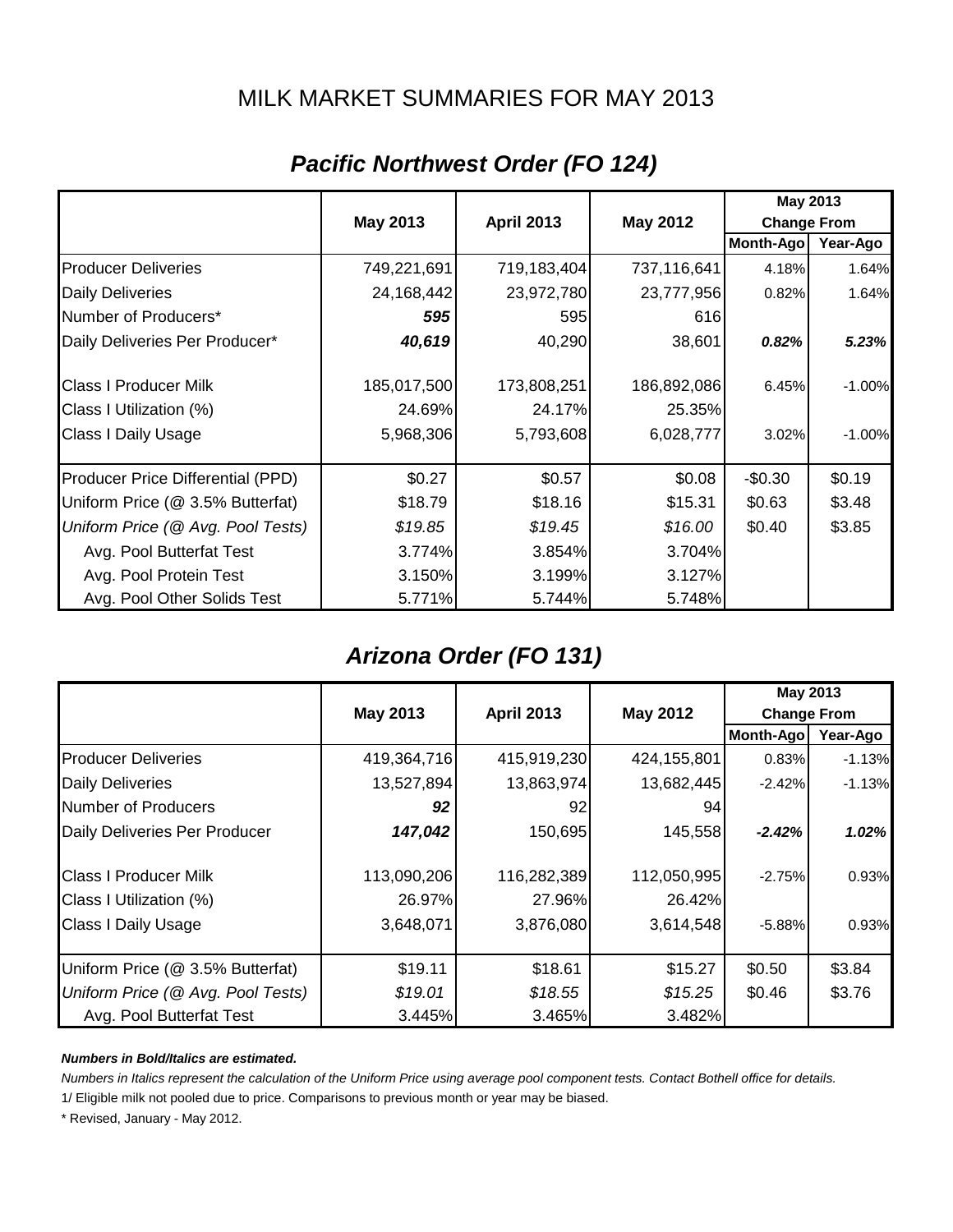# MILK MARKET SUMMARIES FOR MAY 2013

## *Pacific Northwest Order (FO 124)*

| | May 2013 | April 2013 | May 2012 | May 2013 Change From | |
|---|---|---|---|---|---|
| | | | | **Month-Ago** | **Year-Ago** |
| Producer Deliveries | 749,221,691 | 719,183,404 | 737,116,641 | 4.18% | 1.64% |
| Daily Deliveries | 24,168,442 | 23,972,780 | 23,777,956 | 0.82% | 1.64% |
| Number of Producers* | ***595*** | 595 | 616 | | |
| Daily Deliveries Per Producer* | ***40,619*** | 40,290 | 38,601 | ***0.82%*** | ***5.23%*** |
| Class I Producer Milk | 185,017,500 | 173,808,251 | 186,892,086 | 6.45% | -1.00% |
| Class I Utilization (%) | 24.69% | 24.17% | 25.35% | | |
| Class I Daily Usage | 5,968,306 | 5,793,608 | 6,028,777 | 3.02% | -1.00% |
| Producer Price Differential (PPD) | $0.27 | $0.57 | $0.08 | -$0.30 | $0.19 |
| Uniform Price (@ 3.5% Butterfat) | $18.79 | $18.16 | $15.31 | $0.63 | $3.48 |
| *Uniform Price (@ Avg. Pool Tests)* | *$19.85* | *$19.45* | *$16.00* | $0.40 | $3.85 |
| Avg. Pool Butterfat Test | 3.774% | 3.854% | 3.704% | | |
| Avg. Pool Protein Test | 3.150% | 3.199% | 3.127% | | |
| Avg. Pool Other Solids Test | 5.771% | 5.744% | 5.748% | | |

## *Arizona Order (FO 131)*

| | May 2013 | April 2013 | May 2012 | May 2013 Change From | |
|---|---|---|---|---|---|
| | | | | **Month-Ago** | **Year-Ago** |
| Producer Deliveries | 419,364,716 | 415,919,230 | 424,155,801 | 0.83% | -1.13% |
| Daily Deliveries | 13,527,894 | 13,863,974 | 13,682,445 | -2.42% | -1.13% |
| Number of Producers | ***92*** | 92 | 94 | | |
| Daily Deliveries Per Producer | ***147,042*** | 150,695 | 145,558 | ***-2.42%*** | ***1.02%*** |
| Class I Producer Milk | 113,090,206 | 116,282,389 | 112,050,995 | -2.75% | 0.93% |
| Class I Utilization (%) | 26.97% | 27.96% | 26.42% | | |
| Class I Daily Usage | 3,648,071 | 3,876,080 | 3,614,548 | -5.88% | 0.93% |
| Uniform Price (@ 3.5% Butterfat) | $19.11 | $18.61 | $15.27 | $0.50 | $3.84 |
| *Uniform Price (@ Avg. Pool Tests)* | *$19.01* | *$18.55* | *$15.25* | $0.46 | $3.76 |
| Avg. Pool Butterfat Test | 3.445% | 3.465% | 3.482% | | |

***Numbers in Bold/Italics are estimated.***

*Numbers in Italics represent the calculation of the Uniform Price using average pool component tests. Contact Bothell office for details.*

1/ Eligible milk not pooled due to price. Comparisons to previous month or year may be biased.

* Revised, January - May 2012.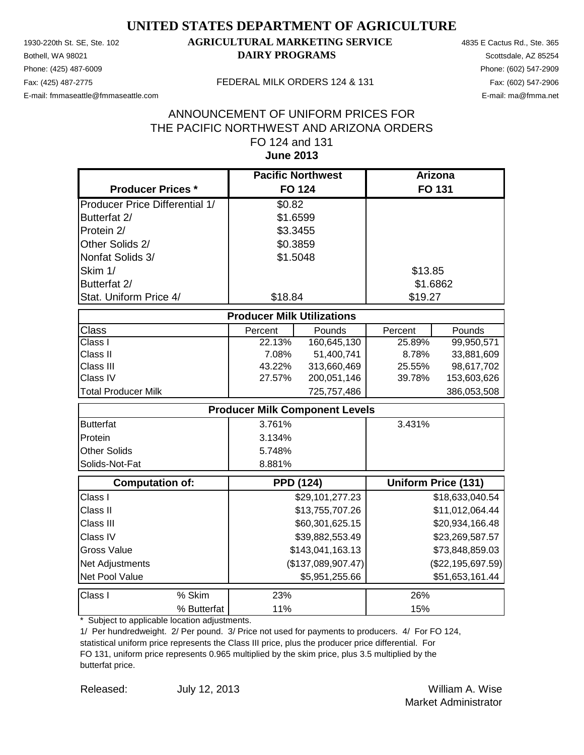# UNITED STATES DEPARTMENT OF AGRICULTURE

## AGRICULTURAL MARKETING SERVICE
## DAIRY PROGRAMS

1930-220th St. SE, Ste. 102
Bothell, WA 98021
Phone: (425) 487-6009
Fax: (425) 487-2775
E-mail: fmmaseattle@fmmaseattle.com

4835 E Cactus Rd., Ste. 365
Scottsdale, AZ 85254
Phone: (602) 547-2909
Fax: (602) 547-2906
E-mail: ma@fmma.net

FEDERAL MILK ORDERS 124 & 131

### ANNOUNCEMENT OF UNIFORM PRICES FOR THE PACIFIC NORTHWEST AND ARIZONA ORDERS
### FO 124 and 131
### June 2013

| Producer Prices * | Pacific Northwest FO 124 | | Arizona FO 131 | |
|---|---|---|---|---|
| Producer Price Differential 1/ | $0.82 | | | |
| Butterfat 2/ | $1.6599 | | | |
| Protein 2/ | $3.3455 | | | |
| Other Solids 2/ | $0.3859 | | | |
| Nonfat Solids 3/ | $1.5048 | | | |
| Skim 1/ | | | $13.85 | |
| Butterfat 2/ | | | $1.6862 | |
| Stat. Uniform Price 4/ | $18.84 | | $19.27 | |
| **Producer Milk Utilizations** | | | | |
| Class | Percent | Pounds | Percent | Pounds |
| Class I | 22.13% | 160,645,130 | 25.89% | 99,950,571 |
| Class II | 7.08% | 51,400,741 | 8.78% | 33,881,609 |
| Class III | 43.22% | 313,660,469 | 25.55% | 98,617,702 |
| Class IV | 27.57% | 200,051,146 | 39.78% | 153,603,626 |
| Total Producer Milk | | 725,757,486 | | 386,053,508 |
| **Producer Milk Component Levels** | | | | |
| Butterfat | 3.761% | | 3.431% | |
| Protein | 3.134% | | | |
| Other Solids | 5.748% | | | |
| Solids-Not-Fat | 8.881% | | | |
| **Computation of:** | **PPD (124)** | | **Uniform Price (131)** | |
| Class I | | $29,101,277.23 | | $18,633,040.54 |
| Class II | | $13,755,707.26 | | $11,012,064.44 |
| Class III | | $60,301,625.15 | | $20,934,166.48 |
| Class IV | | $39,882,553.49 | | $23,269,587.57 |
| Gross Value | | $143,041,163.13 | | $73,848,859.03 |
| Net Adjustments | | ($137,089,907.47) | | ($22,195,697.59) |
| Net Pool Value | | $5,951,255.66 | | $51,653,161.44 |
| Class I % Skim | 23% | | 26% | |
| % Butterfat | 11% | | 15% | |

\* Subject to applicable location adjustments.

1/ Per hundredweight. 2/ Per pound. 3/ Price not used for payments to producers. 4/ For FO 124, statistical uniform price represents the Class III price, plus the producer price differential. For FO 131, uniform price represents 0.965 multiplied by the skim price, plus 3.5 multiplied by the butterfat price.

Released: July 12, 2013

William A. Wise
Market Administrator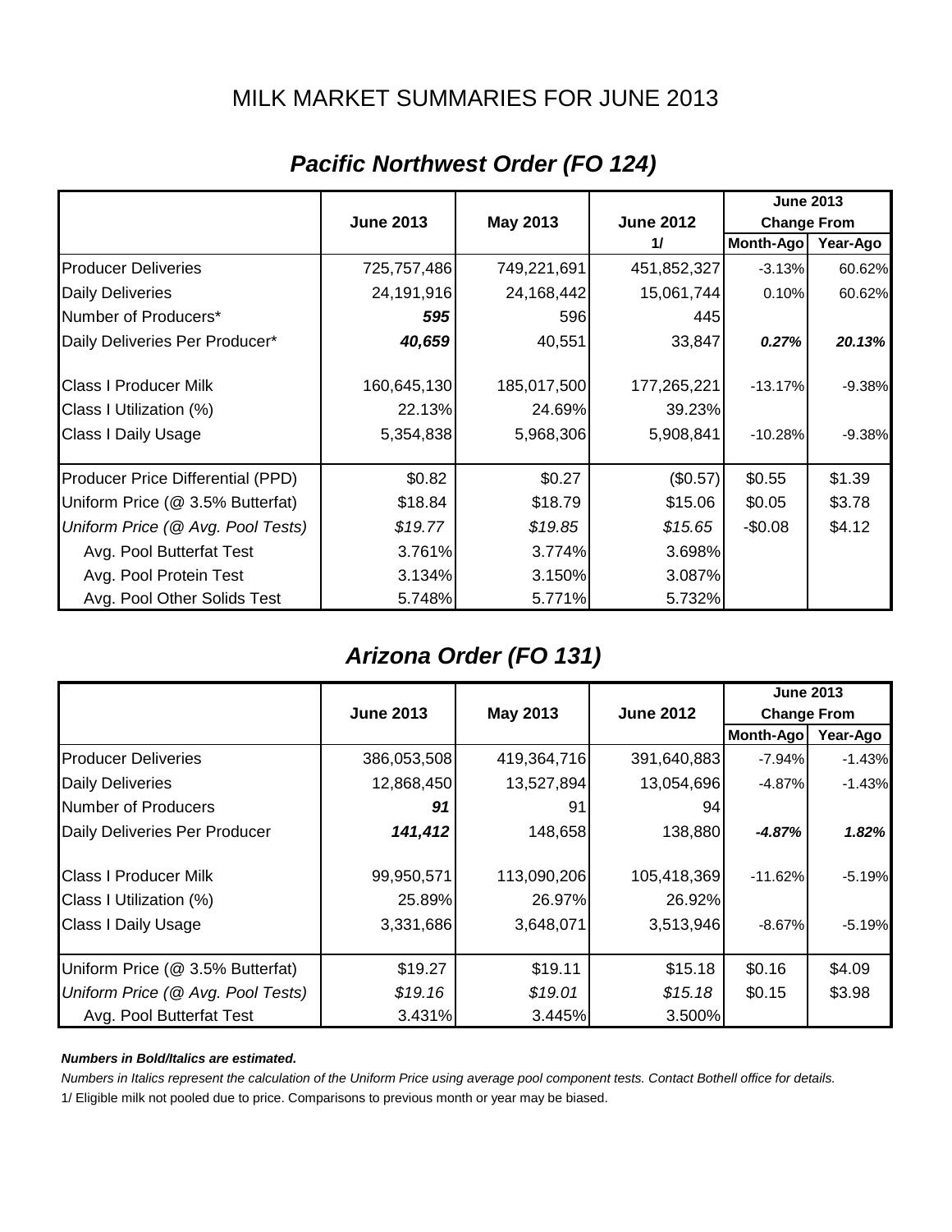# MILK MARKET SUMMARIES FOR JUNE 2013

## *Pacific Northwest Order (FO 124)*

| | June 2013 | May 2013 | June 2012 1/ | June 2013 Change From Month-Ago | June 2013 Change From Year-Ago |
|---|---|---|---|---|---|
| Producer Deliveries | 725,757,486 | 749,221,691 | 451,852,327 | -3.13% | 60.62% |
| Daily Deliveries | 24,191,916 | 24,168,442 | 15,061,744 | 0.10% | 60.62% |
| Number of Producers* | ***595*** | 596 | 445 | | |
| Daily Deliveries Per Producer* | ***40,659*** | 40,551 | 33,847 | ***0.27%*** | ***20.13%*** |
| Class I Producer Milk | 160,645,130 | 185,017,500 | 177,265,221 | -13.17% | -9.38% |
| Class I Utilization (%) | 22.13% | 24.69% | 39.23% | | |
| Class I Daily Usage | 5,354,838 | 5,968,306 | 5,908,841 | -10.28% | -9.38% |
| Producer Price Differential (PPD) | $0.82 | $0.27 | ($0.57) | $0.55 | $1.39 |
| Uniform Price (@ 3.5% Butterfat) | $18.84 | $18.79 | $15.06 | $0.05 | $3.78 |
| *Uniform Price (@ Avg. Pool Tests)* | *$19.77* | *$19.85* | *$15.65* | -$0.08 | $4.12 |
| Avg. Pool Butterfat Test | 3.761% | 3.774% | 3.698% | | |
| Avg. Pool Protein Test | 3.134% | 3.150% | 3.087% | | |
| Avg. Pool Other Solids Test | 5.748% | 5.771% | 5.732% | | |

## *Arizona Order (FO 131)*

| | June 2013 | May 2013 | June 2012 | June 2013 Change From Month-Ago | June 2013 Change From Year-Ago |
|---|---|---|---|---|---|
| Producer Deliveries | 386,053,508 | 419,364,716 | 391,640,883 | -7.94% | -1.43% |
| Daily Deliveries | 12,868,450 | 13,527,894 | 13,054,696 | -4.87% | -1.43% |
| Number of Producers | ***91*** | 91 | 94 | | |
| Daily Deliveries Per Producer | ***141,412*** | 148,658 | 138,880 | ***-4.87%*** | ***1.82%*** |
| Class I Producer Milk | 99,950,571 | 113,090,206 | 105,418,369 | -11.62% | -5.19% |
| Class I Utilization (%) | 25.89% | 26.97% | 26.92% | | |
| Class I Daily Usage | 3,331,686 | 3,648,071 | 3,513,946 | -8.67% | -5.19% |
| Uniform Price (@ 3.5% Butterfat) | $19.27 | $19.11 | $15.18 | $0.16 | $4.09 |
| *Uniform Price (@ Avg. Pool Tests)* | *$19.16* | *$19.01* | *$15.18* | $0.15 | $3.98 |
| Avg. Pool Butterfat Test | 3.431% | 3.445% | 3.500% | | |

***Numbers in Bold/Italics are estimated.***

*Numbers in Italics represent the calculation of the Uniform Price using average pool component tests. Contact Bothell office for details.*

1/ Eligible milk not pooled due to price. Comparisons to previous month or year may be biased.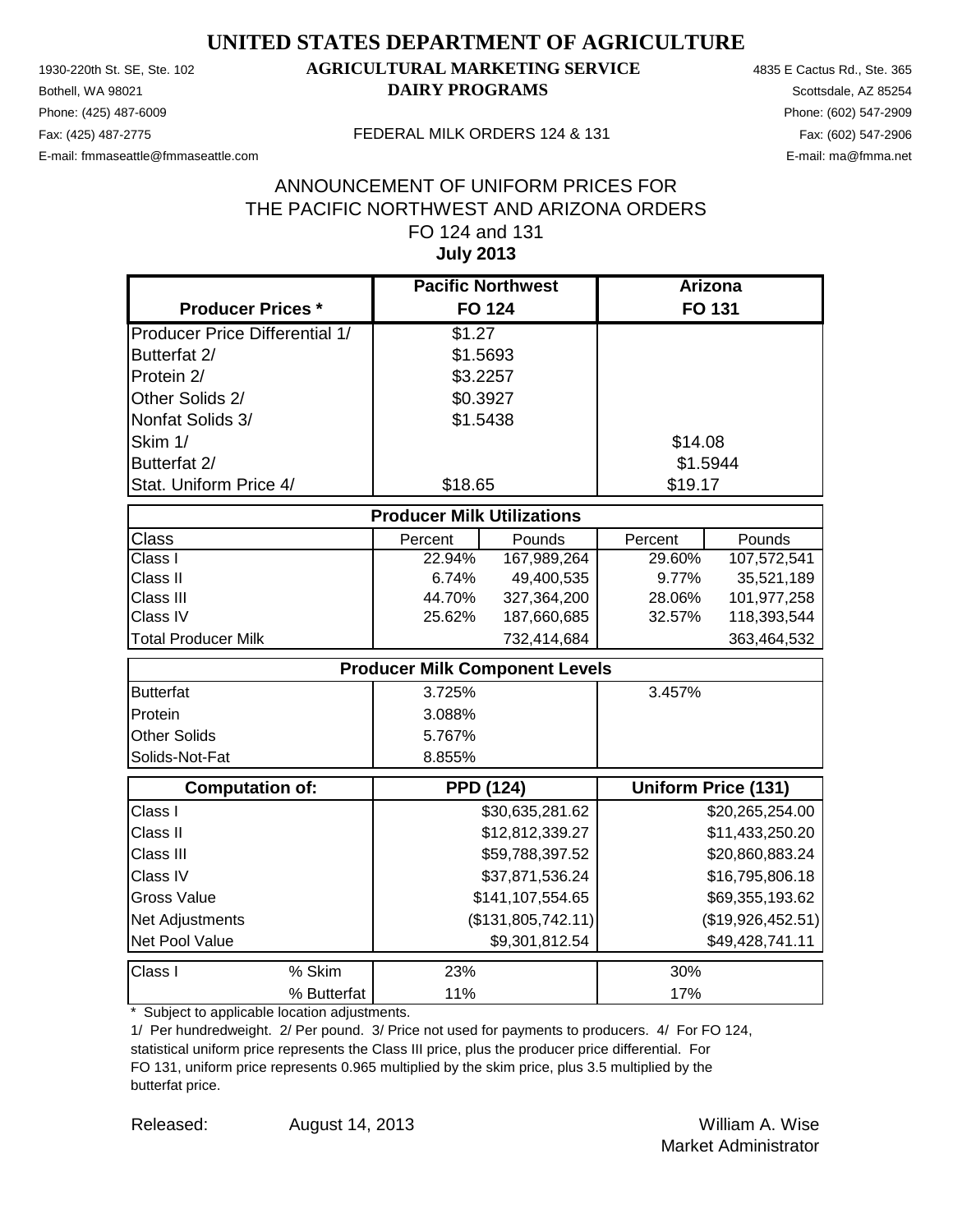# UNITED STATES DEPARTMENT OF AGRICULTURE

## AGRICULTURAL MARKETING SERVICE
## DAIRY PROGRAMS

1930-220th St. SE, Ste. 102
Bothell, WA 98021
Phone: (425) 487-6009
Fax: (425) 487-2775
E-mail: fmmaseattle@fmmaseattle.com

FEDERAL MILK ORDERS 124 & 131

4835 E Cactus Rd., Ste. 365
Scottsdale, AZ 85254
Phone: (602) 547-2909
Fax: (602) 547-2906
E-mail: ma@fmma.net

ANNOUNCEMENT OF UNIFORM PRICES FOR
THE PACIFIC NORTHWEST AND ARIZONA ORDERS
FO 124 and 131
**July 2013**

| Producer Prices * | Pacific Northwest FO 124 | | Arizona FO 131 | |
|---|---|---|---|---|
| Producer Price Differential 1/ | $1.27 | | | |
| Butterfat 2/ | $1.5693 | | | |
| Protein 2/ | $3.2257 | | | |
| Other Solids 2/ | $0.3927 | | | |
| Nonfat Solids 3/ | $1.5438 | | | |
| Skim 1/ | | | $14.08 | |
| Butterfat 2/ | | | $1.5944 | |
| Stat. Uniform Price 4/ | $18.65 | | $19.17 | |
| **Producer Milk Utilizations** | | | | |
| Class | Percent | Pounds | Percent | Pounds |
| Class I | 22.94% | 167,989,264 | 29.60% | 107,572,541 |
| Class II | 6.74% | 49,400,535 | 9.77% | 35,521,189 |
| Class III | 44.70% | 327,364,200 | 28.06% | 101,977,258 |
| Class IV | 25.62% | 187,660,685 | 32.57% | 118,393,544 |
| Total Producer Milk | | 732,414,684 | | 363,464,532 |
| **Producer Milk Component Levels** | | | | |
| Butterfat | 3.725% | | 3.457% | |
| Protein | 3.088% | | | |
| Other Solids | 5.767% | | | |
| Solids-Not-Fat | 8.855% | | | |
| **Computation of:** | **PPD (124)** | | **Uniform Price (131)** | |
| Class I | | $30,635,281.62 | | $20,265,254.00 |
| Class II | | $12,812,339.27 | | $11,433,250.20 |
| Class III | | $59,788,397.52 | | $20,860,883.24 |
| Class IV | | $37,871,536.24 | | $16,795,806.18 |
| Gross Value | | $141,107,554.65 | | $69,355,193.62 |
| Net Adjustments | | ($131,805,742.11) | | ($19,926,452.51) |
| Net Pool Value | | $9,301,812.54 | | $49,428,741.11 |
| Class I % Skim | 23% | | 30% | |
| Class I % Butterfat | 11% | | 17% | |

\* Subject to applicable location adjustments.

1/ Per hundredweight. 2/ Per pound. 3/ Price not used for payments to producers. 4/ For FO 124, statistical uniform price represents the Class III price, plus the producer price differential. For FO 131, uniform price represents 0.965 multiplied by the skim price, plus 3.5 multiplied by the butterfat price.

Released: August 14, 2013

William A. Wise
Market Administrator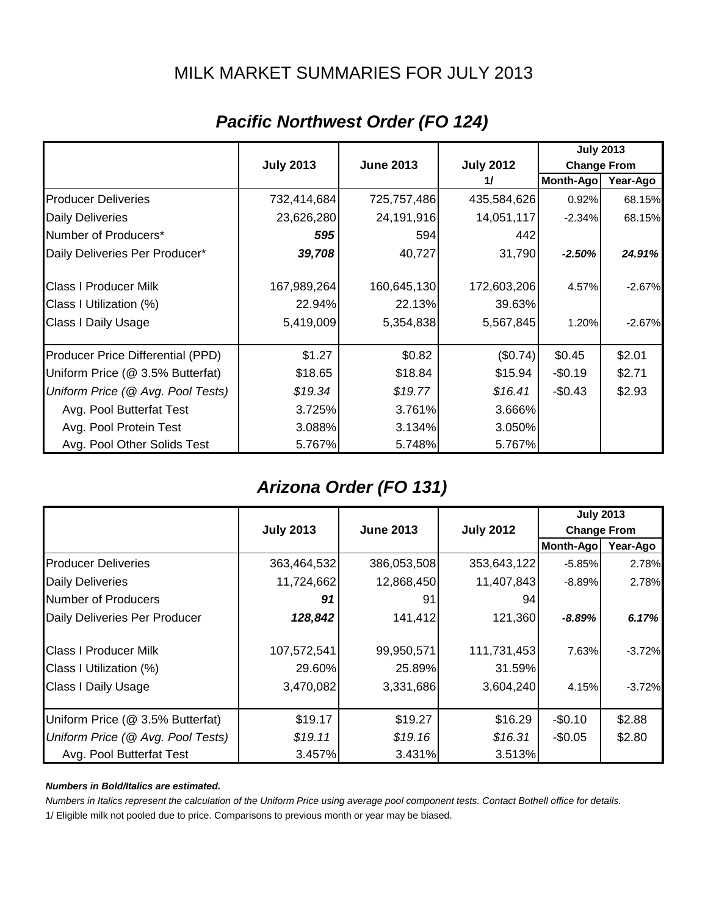# MILK MARKET SUMMARIES FOR JULY 2013

## *Pacific Northwest Order (FO 124)*

| | July 2013 | June 2013 | July 2012 1/ | July 2013 Change From Month-Ago | July 2013 Change From Year-Ago |
|---|---|---|---|---|---|
| Producer Deliveries | 732,414,684 | 725,757,486 | 435,584,626 | 0.92% | 68.15% |
| Daily Deliveries | 23,626,280 | 24,191,916 | 14,051,117 | -2.34% | 68.15% |
| Number of Producers* | ***595*** | 594 | 442 | | |
| Daily Deliveries Per Producer* | ***39,708*** | 40,727 | 31,790 | ***-2.50%*** | ***24.91%*** |
| Class I Producer Milk | 167,989,264 | 160,645,130 | 172,603,206 | 4.57% | -2.67% |
| Class I Utilization (%) | 22.94% | 22.13% | 39.63% | | |
| Class I Daily Usage | 5,419,009 | 5,354,838 | 5,567,845 | 1.20% | -2.67% |
| Producer Price Differential (PPD) | $1.27 | $0.82 | ($0.74) | $0.45 | $2.01 |
| Uniform Price (@ 3.5% Butterfat) | $18.65 | $18.84 | $15.94 | -$0.19 | $2.71 |
| *Uniform Price (@ Avg. Pool Tests)* | *$19.34* | *$19.77* | *$16.41* | -$0.43 | $2.93 |
| Avg. Pool Butterfat Test | 3.725% | 3.761% | 3.666% | | |
| Avg. Pool Protein Test | 3.088% | 3.134% | 3.050% | | |
| Avg. Pool Other Solids Test | 5.767% | 5.748% | 5.767% | | |

## *Arizona Order (FO 131)*

| | July 2013 | June 2013 | July 2012 | July 2013 Change From Month-Ago | July 2013 Change From Year-Ago |
|---|---|---|---|---|---|
| Producer Deliveries | 363,464,532 | 386,053,508 | 353,643,122 | -5.85% | 2.78% |
| Daily Deliveries | 11,724,662 | 12,868,450 | 11,407,843 | -8.89% | 2.78% |
| Number of Producers | ***91*** | 91 | 94 | | |
| Daily Deliveries Per Producer | ***128,842*** | 141,412 | 121,360 | ***-8.89%*** | ***6.17%*** |
| Class I Producer Milk | 107,572,541 | 99,950,571 | 111,731,453 | 7.63% | -3.72% |
| Class I Utilization (%) | 29.60% | 25.89% | 31.59% | | |
| Class I Daily Usage | 3,470,082 | 3,331,686 | 3,604,240 | 4.15% | -3.72% |
| Uniform Price (@ 3.5% Butterfat) | $19.17 | $19.27 | $16.29 | -$0.10 | $2.88 |
| *Uniform Price (@ Avg. Pool Tests)* | *$19.11* | *$19.16* | *$16.31* | -$0.05 | $2.80 |
| Avg. Pool Butterfat Test | 3.457% | 3.431% | 3.513% | | |

***Numbers in Bold/Italics are estimated.***

*Numbers in Italics represent the calculation of the Uniform Price using average pool component tests. Contact Bothell office for details.*

1/ Eligible milk not pooled due to price. Comparisons to previous month or year may be biased.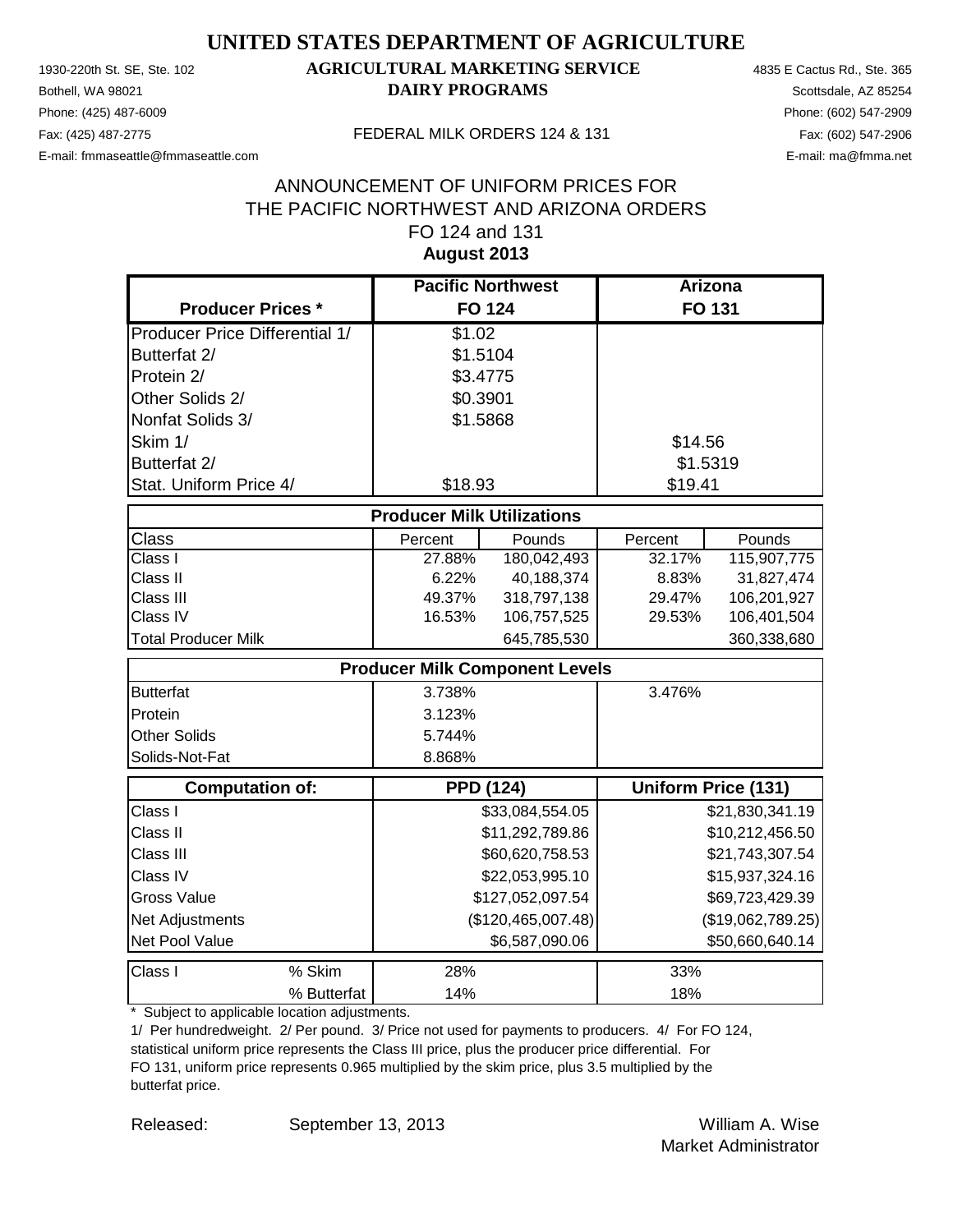# UNITED STATES DEPARTMENT OF AGRICULTURE

## AGRICULTURAL MARKETING SERVICE
## DAIRY PROGRAMS

1930-220th St. SE, Ste. 102
Bothell, WA 98021
Phone: (425) 487-6009
Fax: (425) 487-2775
E-mail: fmmaseattle@fmmaseattle.com

4835 E Cactus Rd., Ste. 365
Scottsdale, AZ 85254
Phone: (602) 547-2909
Fax: (602) 547-2906
E-mail: ma@fmma.net

FEDERAL MILK ORDERS 124 & 131

## ANNOUNCEMENT OF UNIFORM PRICES FOR THE PACIFIC NORTHWEST AND ARIZONA ORDERS
### FO 124 and 131
### August 2013

| Producer Prices * | Pacific Northwest FO 124 | | Arizona FO 131 | |
|---|---|---|---|---|
| Producer Price Differential 1/ | $1.02 | | | |
| Butterfat 2/ | $1.5104 | | | |
| Protein 2/ | $3.4775 | | | |
| Other Solids 2/ | $0.3901 | | | |
| Nonfat Solids 3/ | $1.5868 | | | |
| Skim 1/ | | | $14.56 | |
| Butterfat 2/ | | | $1.5319 | |
| Stat. Uniform Price 4/ | $18.93 | | $19.41 | |
| **Producer Milk Utilizations** | | | | |
| Class | Percent | Pounds | Percent | Pounds |
| Class I | 27.88% | 180,042,493 | 32.17% | 115,907,775 |
| Class II | 6.22% | 40,188,374 | 8.83% | 31,827,474 |
| Class III | 49.37% | 318,797,138 | 29.47% | 106,201,927 |
| Class IV | 16.53% | 106,757,525 | 29.53% | 106,401,504 |
| Total Producer Milk | | 645,785,530 | | 360,338,680 |
| **Producer Milk Component Levels** | | | | |
| Butterfat | 3.738% | | 3.476% | |
| Protein | 3.123% | | | |
| Other Solids | 5.744% | | | |
| Solids-Not-Fat | 8.868% | | | |
| **Computation of:** | **PPD (124)** | | **Uniform Price (131)** | |
| Class I | | $33,084,554.05 | | $21,830,341.19 |
| Class II | | $11,292,789.86 | | $10,212,456.50 |
| Class III | | $60,620,758.53 | | $21,743,307.54 |
| Class IV | | $22,053,995.10 | | $15,937,324.16 |
| Gross Value | | $127,052,097.54 | | $69,723,429.39 |
| Net Adjustments | | ($120,465,007.48) | | ($19,062,789.25) |
| Net Pool Value | | $6,587,090.06 | | $50,660,640.14 |
| Class I % Skim | 28% | | 33% | |
| Class I % Butterfat | 14% | | 18% | |

\* Subject to applicable location adjustments.

1/ Per hundredweight. 2/ Per pound. 3/ Price not used for payments to producers. 4/ For FO 124, statistical uniform price represents the Class III price, plus the producer price differential. For FO 131, uniform price represents 0.965 multiplied by the skim price, plus 3.5 multiplied by the butterfat price.

Released: September 13, 2013

William A. Wise
Market Administrator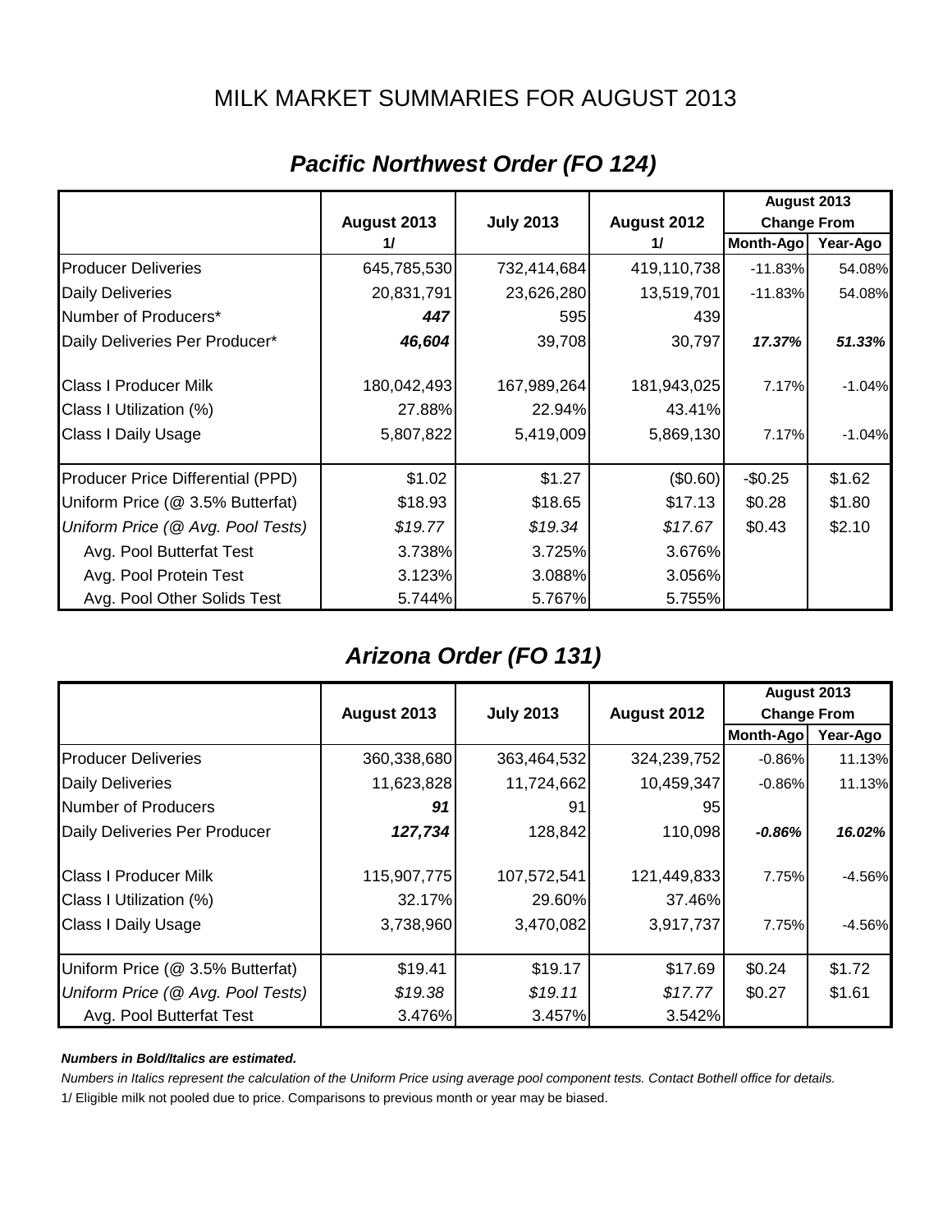# MILK MARKET SUMMARIES FOR AUGUST 2013

## *Pacific Northwest Order (FO 124)*

| | August 2013 1/ | July 2013 | August 2012 1/ | August 2013 Change From Month-Ago | August 2013 Change From Year-Ago |
|---|---|---|---|---|---|
| Producer Deliveries | 645,785,530 | 732,414,684 | 419,110,738 | -11.83% | 54.08% |
| Daily Deliveries | 20,831,791 | 23,626,280 | 13,519,701 | -11.83% | 54.08% |
| Number of Producers* | ***447*** | 595 | 439 | | |
| Daily Deliveries Per Producer* | ***46,604*** | 39,708 | 30,797 | ***17.37%*** | ***51.33%*** |
| Class I Producer Milk | 180,042,493 | 167,989,264 | 181,943,025 | 7.17% | -1.04% |
| Class I Utilization (%) | 27.88% | 22.94% | 43.41% | | |
| Class I Daily Usage | 5,807,822 | 5,419,009 | 5,869,130 | 7.17% | -1.04% |
| Producer Price Differential (PPD) | $1.02 | $1.27 | ($0.60) | -$0.25 | $1.62 |
| Uniform Price (@ 3.5% Butterfat) | $18.93 | $18.65 | $17.13 | $0.28 | $1.80 |
| *Uniform Price (@ Avg. Pool Tests)* | *$19.77* | *$19.34* | *$17.67* | $0.43 | $2.10 |
| Avg. Pool Butterfat Test | 3.738% | 3.725% | 3.676% | | |
| Avg. Pool Protein Test | 3.123% | 3.088% | 3.056% | | |
| Avg. Pool Other Solids Test | 5.744% | 5.767% | 5.755% | | |

## *Arizona Order (FO 131)*

| | August 2013 | July 2013 | August 2012 | August 2013 Change From Month-Ago | August 2013 Change From Year-Ago |
|---|---|---|---|---|---|
| Producer Deliveries | 360,338,680 | 363,464,532 | 324,239,752 | -0.86% | 11.13% |
| Daily Deliveries | 11,623,828 | 11,724,662 | 10,459,347 | -0.86% | 11.13% |
| Number of Producers | ***91*** | 91 | 95 | | |
| Daily Deliveries Per Producer | ***127,734*** | 128,842 | 110,098 | ***-0.86%*** | ***16.02%*** |
| Class I Producer Milk | 115,907,775 | 107,572,541 | 121,449,833 | 7.75% | -4.56% |
| Class I Utilization (%) | 32.17% | 29.60% | 37.46% | | |
| Class I Daily Usage | 3,738,960 | 3,470,082 | 3,917,737 | 7.75% | -4.56% |
| Uniform Price (@ 3.5% Butterfat) | $19.41 | $19.17 | $17.69 | $0.24 | $1.72 |
| *Uniform Price (@ Avg. Pool Tests)* | *$19.38* | *$19.11* | *$17.77* | $0.27 | $1.61 |
| Avg. Pool Butterfat Test | 3.476% | 3.457% | 3.542% | | |

***Numbers in Bold/Italics are estimated.***

*Numbers in Italics represent the calculation of the Uniform Price using average pool component tests. Contact Bothell office for details.*

1/ Eligible milk not pooled due to price. Comparisons to previous month or year may be biased.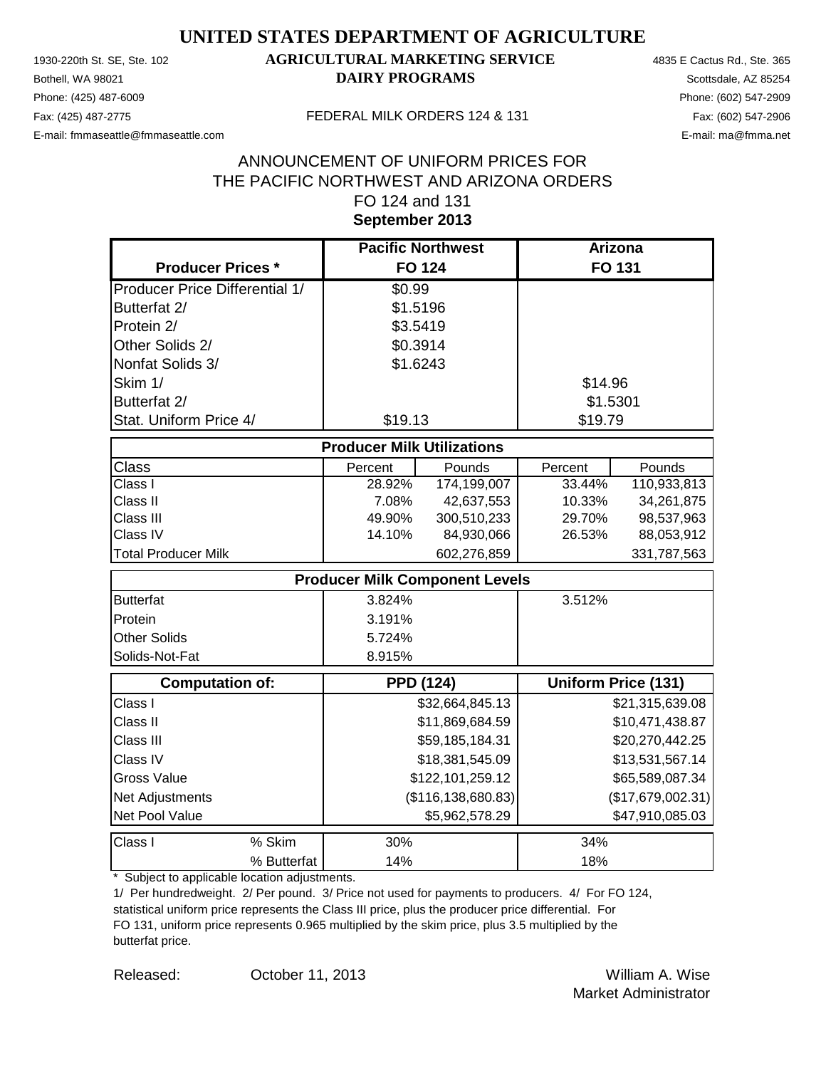# UNITED STATES DEPARTMENT OF AGRICULTURE

## AGRICULTURAL MARKETING SERVICE
## DAIRY PROGRAMS

1930-220th St. SE, Ste. 102
Bothell, WA 98021
Phone: (425) 487-6009
Fax: (425) 487-2775
E-mail: fmmaseattle@fmmaseattle.com

FEDERAL MILK ORDERS 124 & 131

4835 E Cactus Rd., Ste. 365
Scottsdale, AZ 85254
Phone: (602) 547-2909
Fax: (602) 547-2906
E-mail: ma@fmma.net

ANNOUNCEMENT OF UNIFORM PRICES FOR
THE PACIFIC NORTHWEST AND ARIZONA ORDERS
FO 124 and 131
**September 2013**

| Producer Prices * | Pacific Northwest FO 124 | | Arizona FO 131 | |
|---|---|---|---|---|
| Producer Price Differential 1/ | $0.99 | | | |
| Butterfat 2/ | $1.5196 | | | |
| Protein 2/ | $3.5419 | | | |
| Other Solids 2/ | $0.3914 | | | |
| Nonfat Solids 3/ | $1.6243 | | | |
| Skim 1/ | | | $14.96 | |
| Butterfat 2/ | | | $1.5301 | |
| Stat. Uniform Price 4/ | $19.13 | | $19.79 | |
| **Producer Milk Utilizations** | | | | |
| Class | Percent | Pounds | Percent | Pounds |
| Class I | 28.92% | 174,199,007 | 33.44% | 110,933,813 |
| Class II | 7.08% | 42,637,553 | 10.33% | 34,261,875 |
| Class III | 49.90% | 300,510,233 | 29.70% | 98,537,963 |
| Class IV | 14.10% | 84,930,066 | 26.53% | 88,053,912 |
| Total Producer Milk | | 602,276,859 | | 331,787,563 |
| **Producer Milk Component Levels** | | | | |
| Butterfat | 3.824% | | 3.512% | |
| Protein | 3.191% | | | |
| Other Solids | 5.724% | | | |
| Solids-Not-Fat | 8.915% | | | |
| **Computation of:** | **PPD (124)** | | **Uniform Price (131)** | |
| Class I | | $32,664,845.13 | | $21,315,639.08 |
| Class II | | $11,869,684.59 | | $10,471,438.87 |
| Class III | | $59,185,184.31 | | $20,270,442.25 |
| Class IV | | $18,381,545.09 | | $13,531,567.14 |
| Gross Value | | $122,101,259.12 | | $65,589,087.34 |
| Net Adjustments | | ($116,138,680.83) | | ($17,679,002.31) |
| Net Pool Value | | $5,962,578.29 | | $47,910,085.03 |
| Class I % Skim | 30% | | 34% | |
| Class I % Butterfat | 14% | | 18% | |

\* Subject to applicable location adjustments.

1/ Per hundredweight. 2/ Per pound. 3/ Price not used for payments to producers. 4/ For FO 124, statistical uniform price represents the Class III price, plus the producer price differential. For FO 131, uniform price represents 0.965 multiplied by the skim price, plus 3.5 multiplied by the butterfat price.

Released: October 11, 2013

William A. Wise
Market Administrator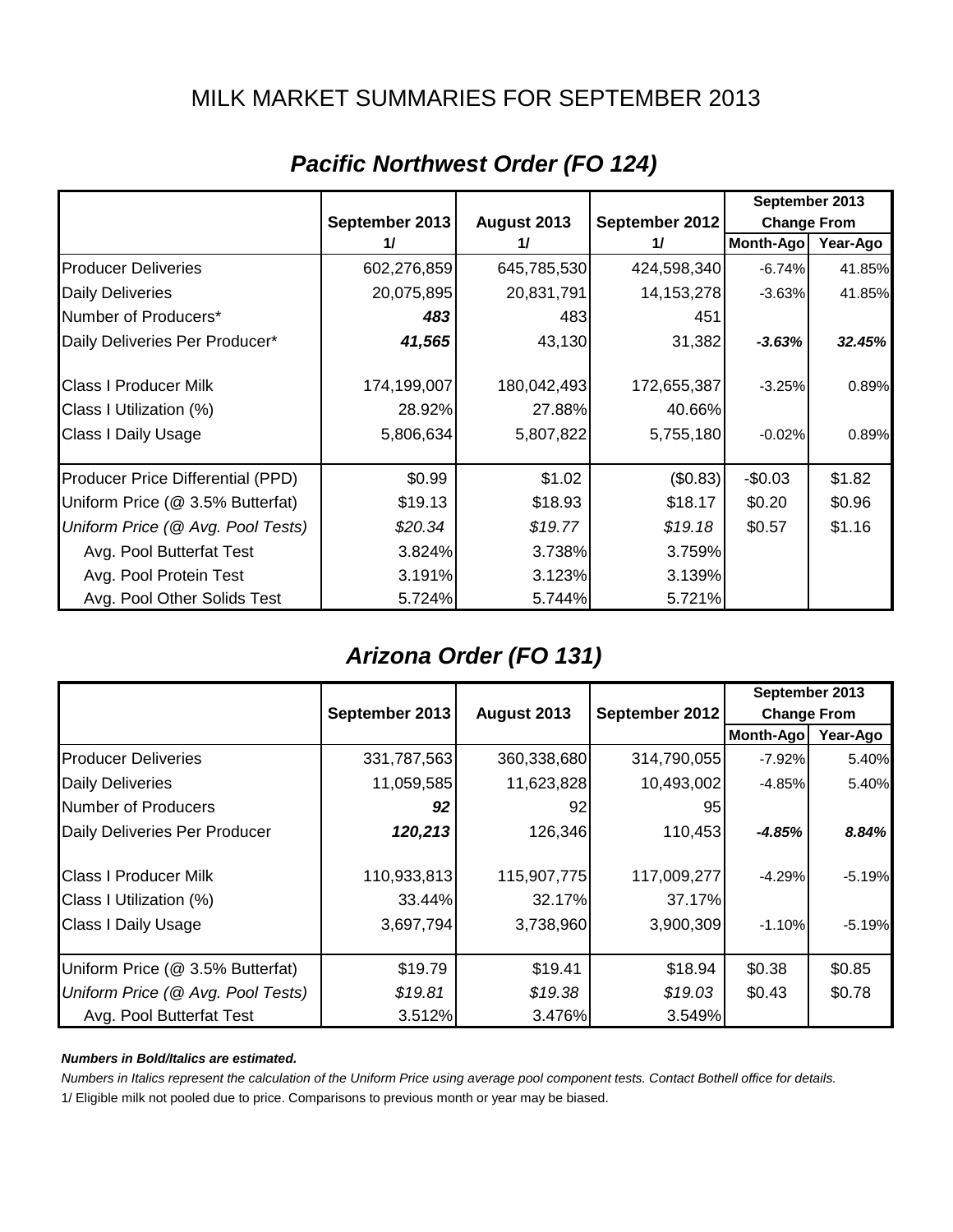# MILK MARKET SUMMARIES FOR SEPTEMBER 2013

## *Pacific Northwest Order (FO 124)*

| | September 2013 1/ | August 2013 1/ | September 2012 1/ | September 2013 Change From Month-Ago | September 2013 Change From Year-Ago |
|---|---|---|---|---|---|
| Producer Deliveries | 602,276,859 | 645,785,530 | 424,598,340 | -6.74% | 41.85% |
| Daily Deliveries | 20,075,895 | 20,831,791 | 14,153,278 | -3.63% | 41.85% |
| Number of Producers* | ***483*** | 483 | 451 | | |
| Daily Deliveries Per Producer* | ***41,565*** | 43,130 | 31,382 | ***-3.63%*** | ***32.45%*** |
| Class I Producer Milk | 174,199,007 | 180,042,493 | 172,655,387 | -3.25% | 0.89% |
| Class I Utilization (%) | 28.92% | 27.88% | 40.66% | | |
| Class I Daily Usage | 5,806,634 | 5,807,822 | 5,755,180 | -0.02% | 0.89% |
| Producer Price Differential (PPD) | $0.99 | $1.02 | ($0.83) | -$0.03 | $1.82 |
| Uniform Price (@ 3.5% Butterfat) | $19.13 | $18.93 | $18.17 | $0.20 | $0.96 |
| *Uniform Price (@ Avg. Pool Tests)* | *$20.34* | *$19.77* | *$19.18* | $0.57 | $1.16 |
| Avg. Pool Butterfat Test | 3.824% | 3.738% | 3.759% | | |
| Avg. Pool Protein Test | 3.191% | 3.123% | 3.139% | | |
| Avg. Pool Other Solids Test | 5.724% | 5.744% | 5.721% | | |

## *Arizona Order (FO 131)*

| | September 2013 | August 2013 | September 2012 | September 2013 Change From Month-Ago | September 2013 Change From Year-Ago |
|---|---|---|---|---|---|
| Producer Deliveries | 331,787,563 | 360,338,680 | 314,790,055 | -7.92% | 5.40% |
| Daily Deliveries | 11,059,585 | 11,623,828 | 10,493,002 | -4.85% | 5.40% |
| Number of Producers | ***92*** | 92 | 95 | | |
| Daily Deliveries Per Producer | ***120,213*** | 126,346 | 110,453 | ***-4.85%*** | ***8.84%*** |
| Class I Producer Milk | 110,933,813 | 115,907,775 | 117,009,277 | -4.29% | -5.19% |
| Class I Utilization (%) | 33.44% | 32.17% | 37.17% | | |
| Class I Daily Usage | 3,697,794 | 3,738,960 | 3,900,309 | -1.10% | -5.19% |
| Uniform Price (@ 3.5% Butterfat) | $19.79 | $19.41 | $18.94 | $0.38 | $0.85 |
| *Uniform Price (@ Avg. Pool Tests)* | *$19.81* | *$19.38* | *$19.03* | $0.43 | $0.78 |
| Avg. Pool Butterfat Test | 3.512% | 3.476% | 3.549% | | |

***Numbers in Bold/Italics are estimated.***

*Numbers in Italics represent the calculation of the Uniform Price using average pool component tests. Contact Bothell office for details.*

1/ Eligible milk not pooled due to price. Comparisons to previous month or year may be biased.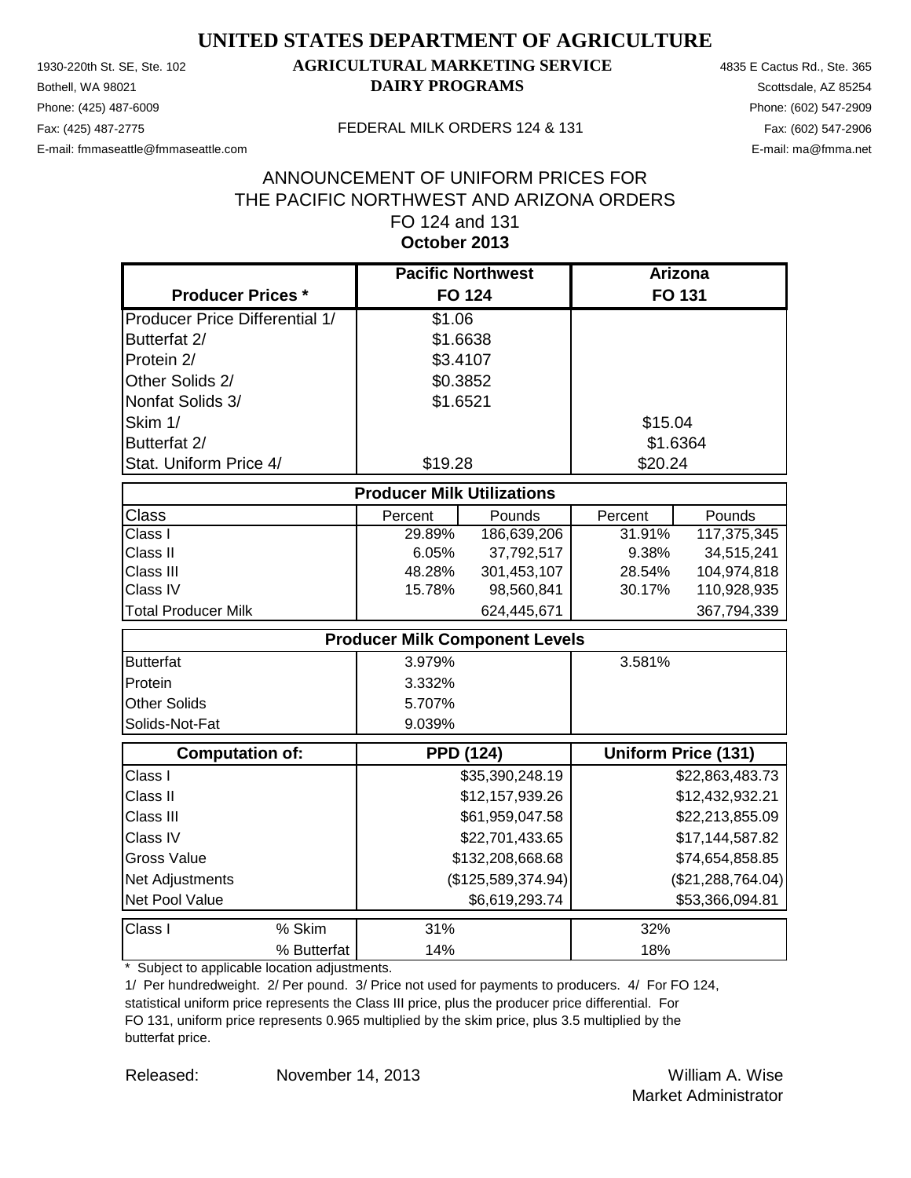# UNITED STATES DEPARTMENT OF AGRICULTURE

## AGRICULTURAL MARKETING SERVICE

## DAIRY PROGRAMS

1930-220th St. SE, Ste. 102
Bothell, WA 98021
Phone: (425) 487-6009
Fax: (425) 487-2775
E-mail: fmmaseattle@fmmaseattle.com

4835 E Cactus Rd., Ste. 365
Scottsdale, AZ 85254
Phone: (602) 547-2909
Fax: (602) 547-2906
E-mail: ma@fmma.net

FEDERAL MILK ORDERS 124 & 131

ANNOUNCEMENT OF UNIFORM PRICES FOR
THE PACIFIC NORTHWEST AND ARIZONA ORDERS
FO 124 and 131
**October 2013**

| Producer Prices * | Pacific Northwest FO 124 | | Arizona FO 131 | |
|---|---|---|---|---|
| Producer Price Differential 1/ | $1.06 | | | |
| Butterfat 2/ | $1.6638 | | | |
| Protein 2/ | $3.4107 | | | |
| Other Solids 2/ | $0.3852 | | | |
| Nonfat Solids 3/ | $1.6521 | | | |
| Skim 1/ | | | $15.04 | |
| Butterfat 2/ | | | $1.6364 | |
| Stat. Uniform Price 4/ | $19.28 | | $20.24 | |
| **Producer Milk Utilizations** | | | | |
| Class | Percent | Pounds | Percent | Pounds |
| Class I | 29.89% | 186,639,206 | 31.91% | 117,375,345 |
| Class II | 6.05% | 37,792,517 | 9.38% | 34,515,241 |
| Class III | 48.28% | 301,453,107 | 28.54% | 104,974,818 |
| Class IV | 15.78% | 98,560,841 | 30.17% | 110,928,935 |
| Total Producer Milk | | 624,445,671 | | 367,794,339 |
| **Producer Milk Component Levels** | | | | |
| Butterfat | 3.979% | | 3.581% | |
| Protein | 3.332% | | | |
| Other Solids | 5.707% | | | |
| Solids-Not-Fat | 9.039% | | | |
| **Computation of:** | **PPD (124)** | | **Uniform Price (131)** | |
| Class I | | $35,390,248.19 | | $22,863,483.73 |
| Class II | | $12,157,939.26 | | $12,432,932.21 |
| Class III | | $61,959,047.58 | | $22,213,855.09 |
| Class IV | | $22,701,433.65 | | $17,144,587.82 |
| Gross Value | | $132,208,668.68 | | $74,654,858.85 |
| Net Adjustments | | ($125,589,374.94) | | ($21,288,764.04) |
| Net Pool Value | | $6,619,293.74 | | $53,366,094.81 |
| Class I % Skim | 31% | | 32% | |
| % Butterfat | 14% | | 18% | |

\* Subject to applicable location adjustments.

1/ Per hundredweight. 2/ Per pound. 3/ Price not used for payments to producers. 4/ For FO 124, statistical uniform price represents the Class III price, plus the producer price differential. For FO 131, uniform price represents 0.965 multiplied by the skim price, plus 3.5 multiplied by the butterfat price.

Released: November 14, 2013

William A. Wise
Market Administrator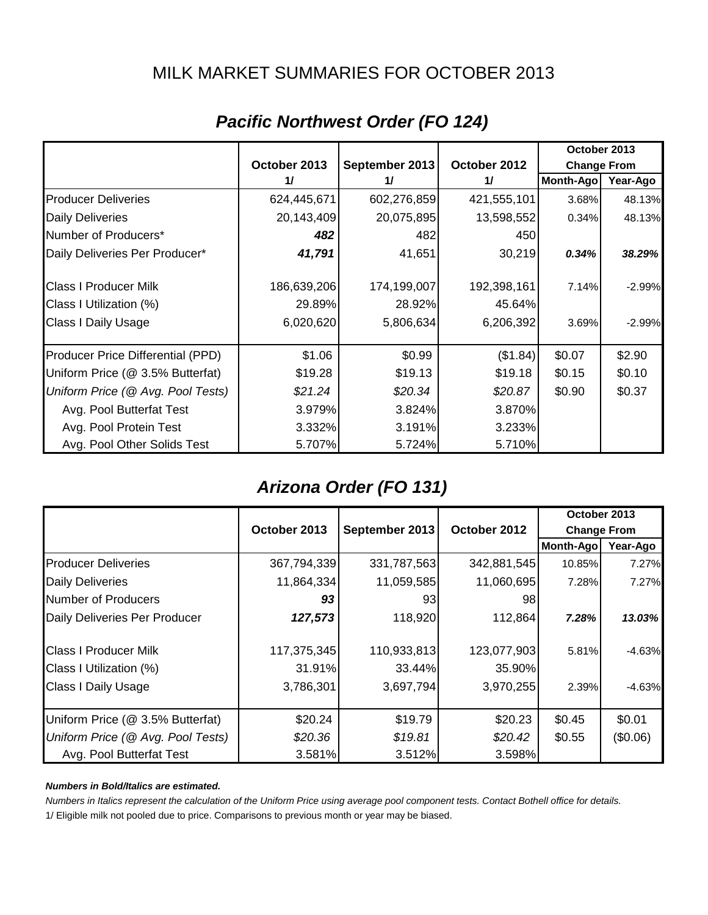# MILK MARKET SUMMARIES FOR OCTOBER 2013

## *Pacific Northwest Order (FO 124)*

| | October 2013 1/ | September 2013 1/ | October 2012 1/ | October 2013 Change From Month-Ago | October 2013 Change From Year-Ago |
|---|---|---|---|---|---|
| Producer Deliveries | 624,445,671 | 602,276,859 | 421,555,101 | 3.68% | 48.13% |
| Daily Deliveries | 20,143,409 | 20,075,895 | 13,598,552 | 0.34% | 48.13% |
| Number of Producers* | ***482*** | 482 | 450 | | |
| Daily Deliveries Per Producer* | ***41,791*** | 41,651 | 30,219 | ***0.34%*** | ***38.29%*** |
| Class I Producer Milk | 186,639,206 | 174,199,007 | 192,398,161 | 7.14% | -2.99% |
| Class I Utilization (%) | 29.89% | 28.92% | 45.64% | | |
| Class I Daily Usage | 6,020,620 | 5,806,634 | 6,206,392 | 3.69% | -2.99% |
| Producer Price Differential (PPD) | $1.06 | $0.99 | ($1.84) | $0.07 | $2.90 |
| Uniform Price (@ 3.5% Butterfat) | $19.28 | $19.13 | $19.18 | $0.15 | $0.10 |
| *Uniform Price (@ Avg. Pool Tests)* | *$21.24* | *$20.34* | *$20.87* | $0.90 | $0.37 |
| Avg. Pool Butterfat Test | 3.979% | 3.824% | 3.870% | | |
| Avg. Pool Protein Test | 3.332% | 3.191% | 3.233% | | |
| Avg. Pool Other Solids Test | 5.707% | 5.724% | 5.710% | | |

## *Arizona Order (FO 131)*

| | October 2013 | September 2013 | October 2012 | October 2013 Change From Month-Ago | October 2013 Change From Year-Ago |
|---|---|---|---|---|---|
| Producer Deliveries | 367,794,339 | 331,787,563 | 342,881,545 | 10.85% | 7.27% |
| Daily Deliveries | 11,864,334 | 11,059,585 | 11,060,695 | 7.28% | 7.27% |
| Number of Producers | ***93*** | 93 | 98 | | |
| Daily Deliveries Per Producer | ***127,573*** | 118,920 | 112,864 | ***7.28%*** | ***13.03%*** |
| Class I Producer Milk | 117,375,345 | 110,933,813 | 123,077,903 | 5.81% | -4.63% |
| Class I Utilization (%) | 31.91% | 33.44% | 35.90% | | |
| Class I Daily Usage | 3,786,301 | 3,697,794 | 3,970,255 | 2.39% | -4.63% |
| Uniform Price (@ 3.5% Butterfat) | $20.24 | $19.79 | $20.23 | $0.45 | $0.01 |
| *Uniform Price (@ Avg. Pool Tests)* | *$20.36* | *$19.81* | *$20.42* | $0.55 | ($0.06) |
| Avg. Pool Butterfat Test | 3.581% | 3.512% | 3.598% | | |

***Numbers in Bold/Italics are estimated.***

*Numbers in Italics represent the calculation of the Uniform Price using average pool component tests. Contact Bothell office for details.*

1/ Eligible milk not pooled due to price. Comparisons to previous month or year may be biased.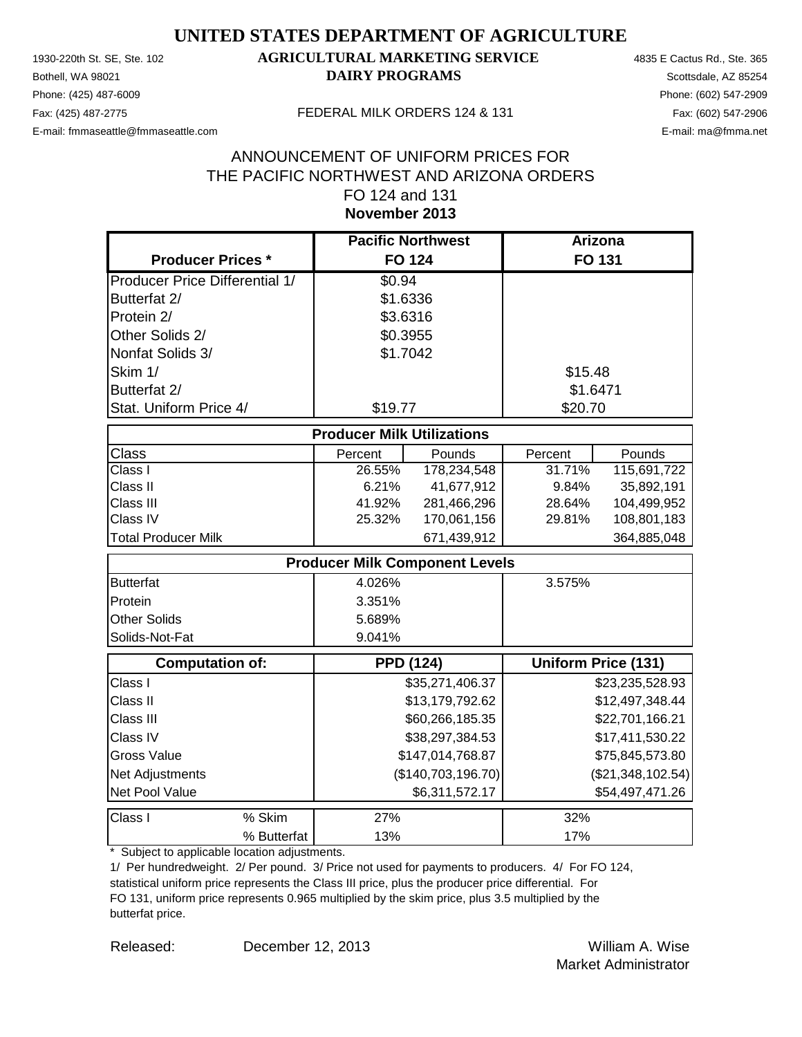# UNITED STATES DEPARTMENT OF AGRICULTURE

## AGRICULTURAL MARKETING SERVICE

## DAIRY PROGRAMS

1930-220th St. SE, Ste. 102
Bothell, WA 98021
Phone: (425) 487-6009
Fax: (425) 487-2775
E-mail: fmmaseattle@fmmaseattle.com

4835 E Cactus Rd., Ste. 365
Scottsdale, AZ 85254
Phone: (602) 547-2909
Fax: (602) 547-2906
E-mail: ma@fmma.net

FEDERAL MILK ORDERS 124 & 131

ANNOUNCEMENT OF UNIFORM PRICES FOR
THE PACIFIC NORTHWEST AND ARIZONA ORDERS
FO 124 and 131
**November 2013**

| Producer Prices * | Pacific Northwest FO 124 | | Arizona FO 131 | |
|---|---|---|---|---|
| Producer Price Differential 1/ | $0.94 | | | |
| Butterfat 2/ | $1.6336 | | | |
| Protein 2/ | $3.6316 | | | |
| Other Solids 2/ | $0.3955 | | | |
| Nonfat Solids 3/ | $1.7042 | | | |
| Skim 1/ | | | $15.48 | |
| Butterfat 2/ | | | $1.6471 | |
| Stat. Uniform Price 4/ | $19.77 | | $20.70 | |
| **Producer Milk Utilizations** | | | | |
| Class | Percent | Pounds | Percent | Pounds |
| Class I | 26.55% | 178,234,548 | 31.71% | 115,691,722 |
| Class II | 6.21% | 41,677,912 | 9.84% | 35,892,191 |
| Class III | 41.92% | 281,466,296 | 28.64% | 104,499,952 |
| Class IV | 25.32% | 170,061,156 | 29.81% | 108,801,183 |
| Total Producer Milk | | 671,439,912 | | 364,885,048 |
| **Producer Milk Component Levels** | | | | |
| Butterfat | 4.026% | | 3.575% | |
| Protein | 3.351% | | | |
| Other Solids | 5.689% | | | |
| Solids-Not-Fat | 9.041% | | | |
| **Computation of:** | **PPD (124)** | | **Uniform Price (131)** | |
| Class I | | $35,271,406.37 | | $23,235,528.93 |
| Class II | | $13,179,792.62 | | $12,497,348.44 |
| Class III | | $60,266,185.35 | | $22,701,166.21 |
| Class IV | | $38,297,384.53 | | $17,411,530.22 |
| Gross Value | | $147,014,768.87 | | $75,845,573.80 |
| Net Adjustments | | ($140,703,196.70) | | ($21,348,102.54) |
| Net Pool Value | | $6,311,572.17 | | $54,497,471.26 |
| Class I % Skim | 27% | | 32% | |
| Class I % Butterfat | 13% | | 17% | |

\* Subject to applicable location adjustments.

1/ Per hundredweight. 2/ Per pound. 3/ Price not used for payments to producers. 4/ For FO 124, statistical uniform price represents the Class III price, plus the producer price differential. For FO 131, uniform price represents 0.965 multiplied by the skim price, plus 3.5 multiplied by the butterfat price.

Released: December 12, 2013

William A. Wise
Market Administrator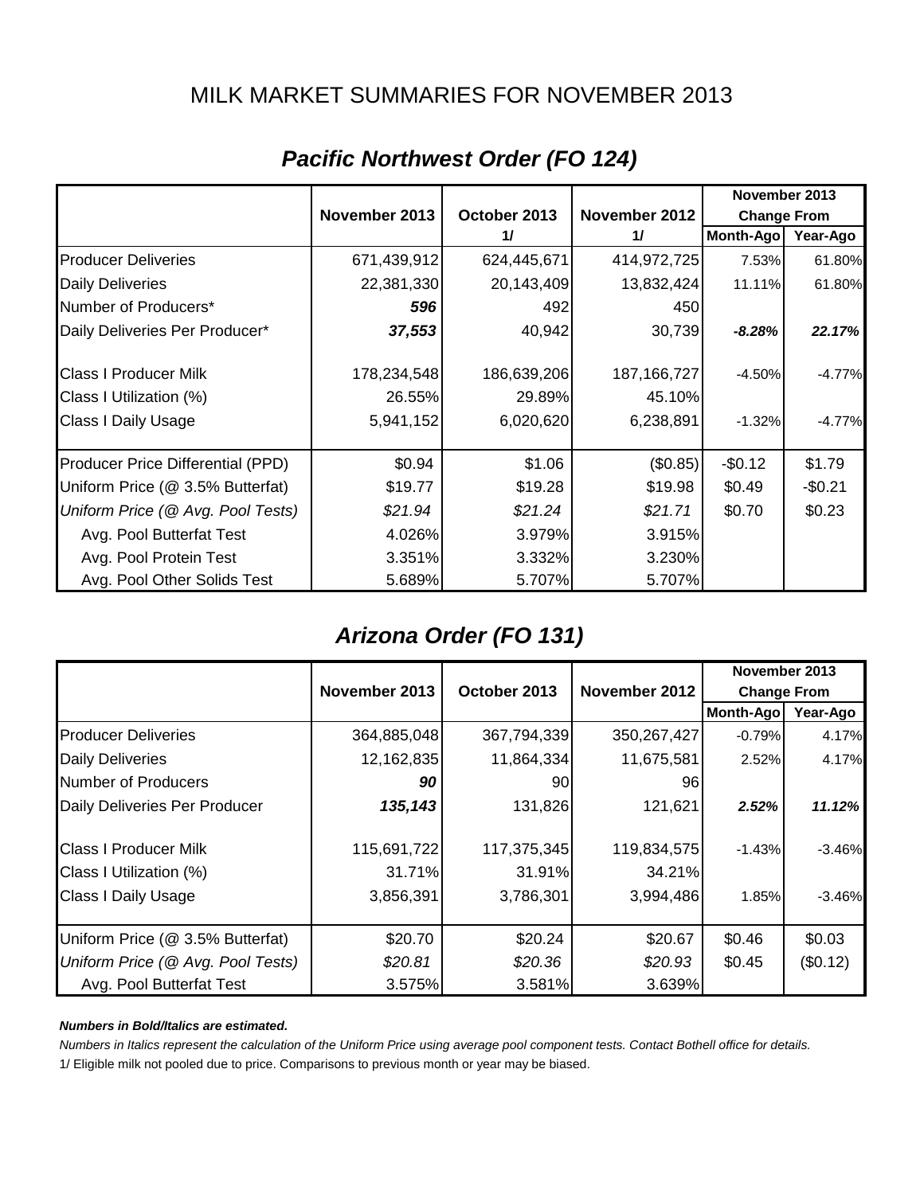# MILK MARKET SUMMARIES FOR NOVEMBER 2013

## *Pacific Northwest Order (FO 124)*

| | November 2013 | October 2013 1/ | November 2012 1/ | November 2013 Change From Month-Ago | November 2013 Change From Year-Ago |
|---|---|---|---|---|---|
| Producer Deliveries | 671,439,912 | 624,445,671 | 414,972,725 | 7.53% | 61.80% |
| Daily Deliveries | 22,381,330 | 20,143,409 | 13,832,424 | 11.11% | 61.80% |
| Number of Producers* | ***596*** | 492 | 450 | | |
| Daily Deliveries Per Producer* | ***37,553*** | 40,942 | 30,739 | ***-8.28%*** | ***22.17%*** |
| Class I Producer Milk | 178,234,548 | 186,639,206 | 187,166,727 | -4.50% | -4.77% |
| Class I Utilization (%) | 26.55% | 29.89% | 45.10% | | |
| Class I Daily Usage | 5,941,152 | 6,020,620 | 6,238,891 | -1.32% | -4.77% |
| Producer Price Differential (PPD) | $0.94 | $1.06 | ($0.85) | -$0.12 | $1.79 |
| Uniform Price (@ 3.5% Butterfat) | $19.77 | $19.28 | $19.98 | $0.49 | -$0.21 |
| *Uniform Price (@ Avg. Pool Tests)* | *$21.94* | *$21.24* | *$21.71* | $0.70 | $0.23 |
| Avg. Pool Butterfat Test | 4.026% | 3.979% | 3.915% | | |
| Avg. Pool Protein Test | 3.351% | 3.332% | 3.230% | | |
| Avg. Pool Other Solids Test | 5.689% | 5.707% | 5.707% | | |

## *Arizona Order (FO 131)*

| | November 2013 | October 2013 | November 2012 | November 2013 Change From Month-Ago | November 2013 Change From Year-Ago |
|---|---|---|---|---|---|
| Producer Deliveries | 364,885,048 | 367,794,339 | 350,267,427 | -0.79% | 4.17% |
| Daily Deliveries | 12,162,835 | 11,864,334 | 11,675,581 | 2.52% | 4.17% |
| Number of Producers | ***90*** | 90 | 96 | | |
| Daily Deliveries Per Producer | ***135,143*** | 131,826 | 121,621 | ***2.52%*** | ***11.12%*** |
| Class I Producer Milk | 115,691,722 | 117,375,345 | 119,834,575 | -1.43% | -3.46% |
| Class I Utilization (%) | 31.71% | 31.91% | 34.21% | | |
| Class I Daily Usage | 3,856,391 | 3,786,301 | 3,994,486 | 1.85% | -3.46% |
| Uniform Price (@ 3.5% Butterfat) | $20.70 | $20.24 | $20.67 | $0.46 | $0.03 |
| *Uniform Price (@ Avg. Pool Tests)* | *$20.81* | *$20.36* | *$20.93* | $0.45 | ($0.12) |
| Avg. Pool Butterfat Test | 3.575% | 3.581% | 3.639% | | |

***Numbers in Bold/Italics are estimated.***

*Numbers in Italics represent the calculation of the Uniform Price using average pool component tests. Contact Bothell office for details.*

1/ Eligible milk not pooled due to price. Comparisons to previous month or year may be biased.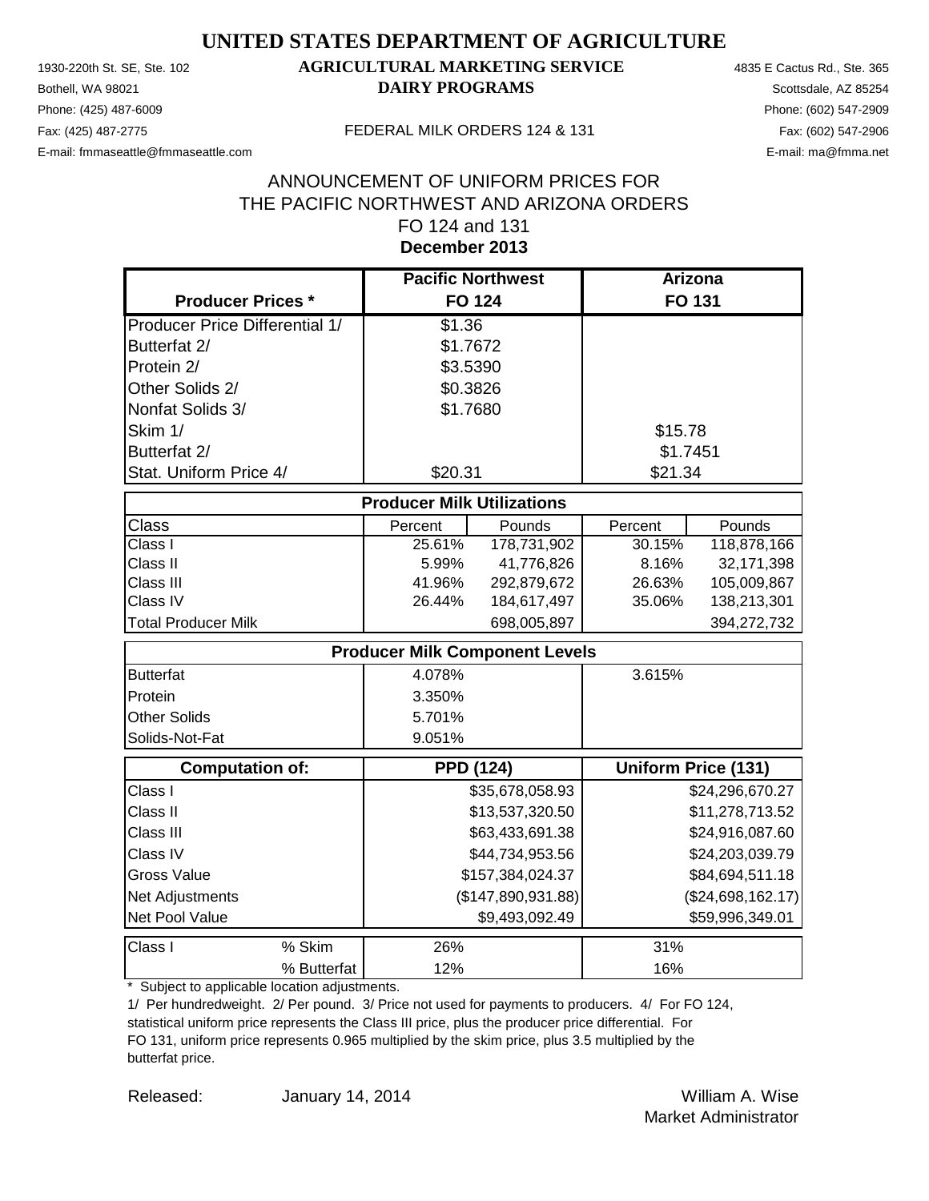# UNITED STATES DEPARTMENT OF AGRICULTURE

## AGRICULTURAL MARKETING SERVICE
## DAIRY PROGRAMS

1930-220th St. SE, Ste. 102
Bothell, WA 98021
Phone: (425) 487-6009
Fax: (425) 487-2775
E-mail: fmmaseattle@fmmaseattle.com

4835 E Cactus Rd., Ste. 365
Scottsdale, AZ 85254
Phone: (602) 547-2909
Fax: (602) 547-2906
E-mail: ma@fmma.net

FEDERAL MILK ORDERS 124 & 131

ANNOUNCEMENT OF UNIFORM PRICES FOR
THE PACIFIC NORTHWEST AND ARIZONA ORDERS
FO 124 and 131
**December 2013**

| Producer Prices * | Pacific Northwest FO 124 | Arizona FO 131 |
|---|---|---|
| Producer Price Differential 1/ | $1.36 | |
| Butterfat 2/ | $1.7672 | |
| Protein 2/ | $3.5390 | |
| Other Solids 2/ | $0.3826 | |
| Nonfat Solids 3/ | $1.7680 | |
| Skim 1/ | | $15.78 |
| Butterfat 2/ | | $1.7451 |
| Stat. Uniform Price 4/ | $20.31 | $21.34 |

| Producer Milk Utilizations | | | | |
|---|---|---|---|---|
| Class | Percent | Pounds | Percent | Pounds |
| Class I | 25.61% | 178,731,902 | 30.15% | 118,878,166 |
| Class II | 5.99% | 41,776,826 | 8.16% | 32,171,398 |
| Class III | 41.96% | 292,879,672 | 26.63% | 105,009,867 |
| Class IV | 26.44% | 184,617,497 | 35.06% | 138,213,301 |
| Total Producer Milk | | 698,005,897 | | 394,272,732 |

| Producer Milk Component Levels | | |
|---|---|---|
| Butterfat | 4.078% | 3.615% |
| Protein | 3.350% | |
| Other Solids | 5.701% | |
| Solids-Not-Fat | 9.051% | |

| Computation of: | PPD (124) | Uniform Price (131) |
|---|---|---|
| Class I | $35,678,058.93 | $24,296,670.27 |
| Class II | $13,537,320.50 | $11,278,713.52 |
| Class III | $63,433,691.38 | $24,916,087.60 |
| Class IV | $44,734,953.56 | $24,203,039.79 |
| Gross Value | $157,384,024.37 | $84,694,511.18 |
| Net Adjustments | ($147,890,931.88) | ($24,698,162.17) |
| Net Pool Value | $9,493,092.49 | $59,996,349.01 |

| Class I | | FO 124 | FO 131 |
|---|---|---|---|
| | % Skim | 26% | 31% |
| | % Butterfat | 12% | 16% |

\* Subject to applicable location adjustments.

1/ Per hundredweight. 2/ Per pound. 3/ Price not used for payments to producers. 4/ For FO 124, statistical uniform price represents the Class III price, plus the producer price differential. For FO 131, uniform price represents 0.965 multiplied by the skim price, plus 3.5 multiplied by the butterfat price.

Released: January 14, 2014

William A. Wise
Market Administrator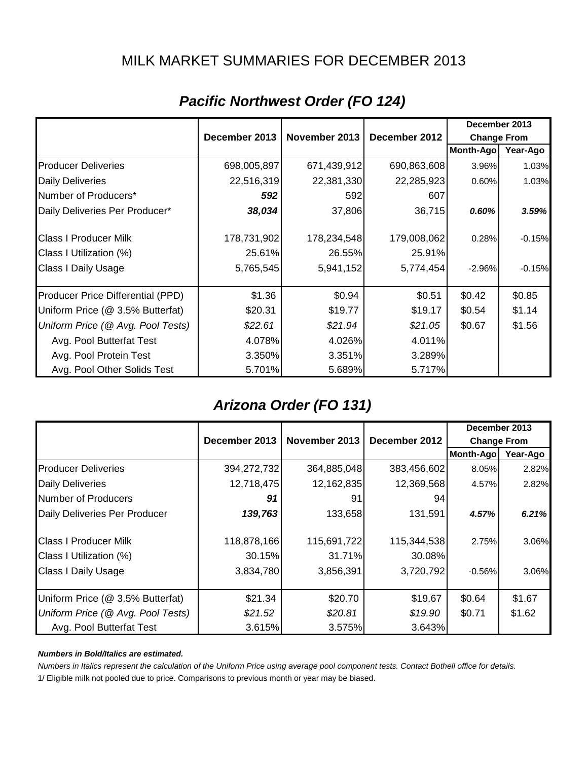# MILK MARKET SUMMARIES FOR DECEMBER 2013

## *Pacific Northwest Order (FO 124)*

| | December 2013 | November 2013 | December 2012 | December 2013 Change From | |
|---|---|---|---|---|---|
| | | | | Month-Ago | Year-Ago |
| Producer Deliveries | 698,005,897 | 671,439,912 | 690,863,608 | 3.96% | 1.03% |
| Daily Deliveries | 22,516,319 | 22,381,330 | 22,285,923 | 0.60% | 1.03% |
| Number of Producers* | ***592*** | 592 | 607 | | |
| Daily Deliveries Per Producer* | ***38,034*** | 37,806 | 36,715 | ***0.60%*** | ***3.59%*** |
| Class I Producer Milk | 178,731,902 | 178,234,548 | 179,008,062 | 0.28% | -0.15% |
| Class I Utilization (%) | 25.61% | 26.55% | 25.91% | | |
| Class I Daily Usage | 5,765,545 | 5,941,152 | 5,774,454 | -2.96% | -0.15% |
| Producer Price Differential (PPD) | $1.36 | $0.94 | $0.51 | $0.42 | $0.85 |
| Uniform Price (@ 3.5% Butterfat) | $20.31 | $19.77 | $19.17 | $0.54 | $1.14 |
| *Uniform Price (@ Avg. Pool Tests)* | *$22.61* | *$21.94* | *$21.05* | $0.67 | $1.56 |
| Avg. Pool Butterfat Test | 4.078% | 4.026% | 4.011% | | |
| Avg. Pool Protein Test | 3.350% | 3.351% | 3.289% | | |
| Avg. Pool Other Solids Test | 5.701% | 5.689% | 5.717% | | |

## *Arizona Order (FO 131)*

| | December 2013 | November 2013 | December 2012 | December 2013 Change From | |
|---|---|---|---|---|---|
| | | | | Month-Ago | Year-Ago |
| Producer Deliveries | 394,272,732 | 364,885,048 | 383,456,602 | 8.05% | 2.82% |
| Daily Deliveries | 12,718,475 | 12,162,835 | 12,369,568 | 4.57% | 2.82% |
| Number of Producers | ***91*** | 91 | 94 | | |
| Daily Deliveries Per Producer | ***139,763*** | 133,658 | 131,591 | ***4.57%*** | ***6.21%*** |
| Class I Producer Milk | 118,878,166 | 115,691,722 | 115,344,538 | 2.75% | 3.06% |
| Class I Utilization (%) | 30.15% | 31.71% | 30.08% | | |
| Class I Daily Usage | 3,834,780 | 3,856,391 | 3,720,792 | -0.56% | 3.06% |
| Uniform Price (@ 3.5% Butterfat) | $21.34 | $20.70 | $19.67 | $0.64 | $1.67 |
| *Uniform Price (@ Avg. Pool Tests)* | *$21.52* | *$20.81* | *$19.90* | $0.71 | $1.62 |
| Avg. Pool Butterfat Test | 3.615% | 3.575% | 3.643% | | |

***Numbers in Bold/Italics are estimated.***

*Numbers in Italics represent the calculation of the Uniform Price using average pool component tests. Contact Bothell office for details.*

1/ Eligible milk not pooled due to price. Comparisons to previous month or year may be biased.